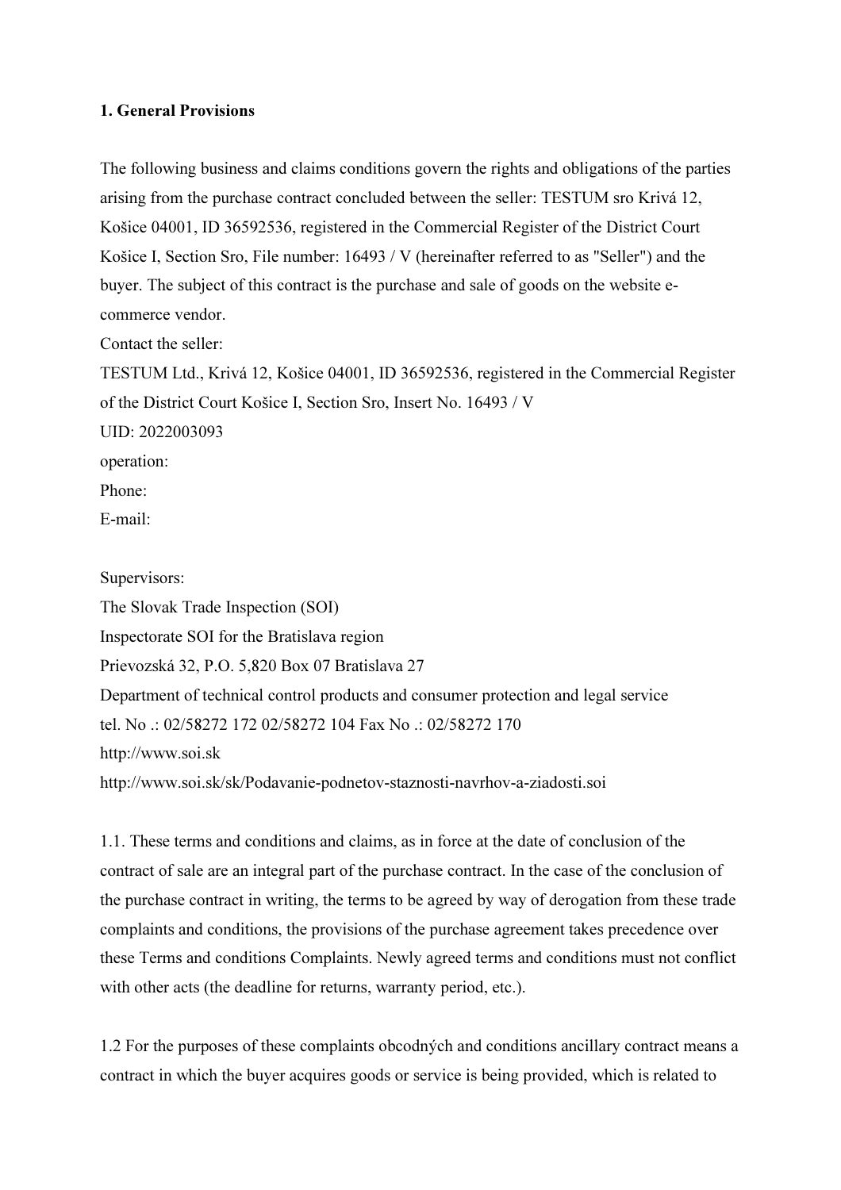**1. General Provisions**

The following business and claims conditions govern the rights and obligations of the parties arising from the purchase contract concluded between the seller: TESTUM sro Krivá 12, Košice 04001, ID 36592536, registered in the Commercial Register of the District Court Košice I, Section Sro, File number: 16493 / V (hereinafter referred to as "Seller") and the buyer. The subject of this contract is the purchase and sale of goods on the website e-commerce vendor.

Contact the seller:

TESTUM Ltd., Krivá 12, Košice 04001, ID 36592536, registered in the Commercial Register of the District Court Košice I, Section Sro, Insert No. 16493 / V

UID: 2022003093

operation:

Phone:

E-mail:

Supervisors:

The Slovak Trade Inspection (SOI)

Inspectorate SOI for the Bratislava region

Prievozská 32, P.O. 5,820 Box 07 Bratislava 27

Department of technical control products and consumer protection and legal service

tel. No .: 02/58272 172 02/58272 104 Fax No .: 02/58272 170

http://www.soi.sk

http://www.soi.sk/sk/Podavanie-podnetov-staznosti-navrhov-a-ziadosti.soi

1.1. These terms and conditions and claims, as in force at the date of conclusion of the contract of sale are an integral part of the purchase contract. In the case of the conclusion of the purchase contract in writing, the terms to be agreed by way of derogation from these trade complaints and conditions, the provisions of the purchase agreement takes precedence over these Terms and conditions Complaints. Newly agreed terms and conditions must not conflict with other acts (the deadline for returns, warranty period, etc.).

1.2 For the purposes of these complaints obcodných and conditions ancillary contract means a contract in which the buyer acquires goods or service is being provided, which is related to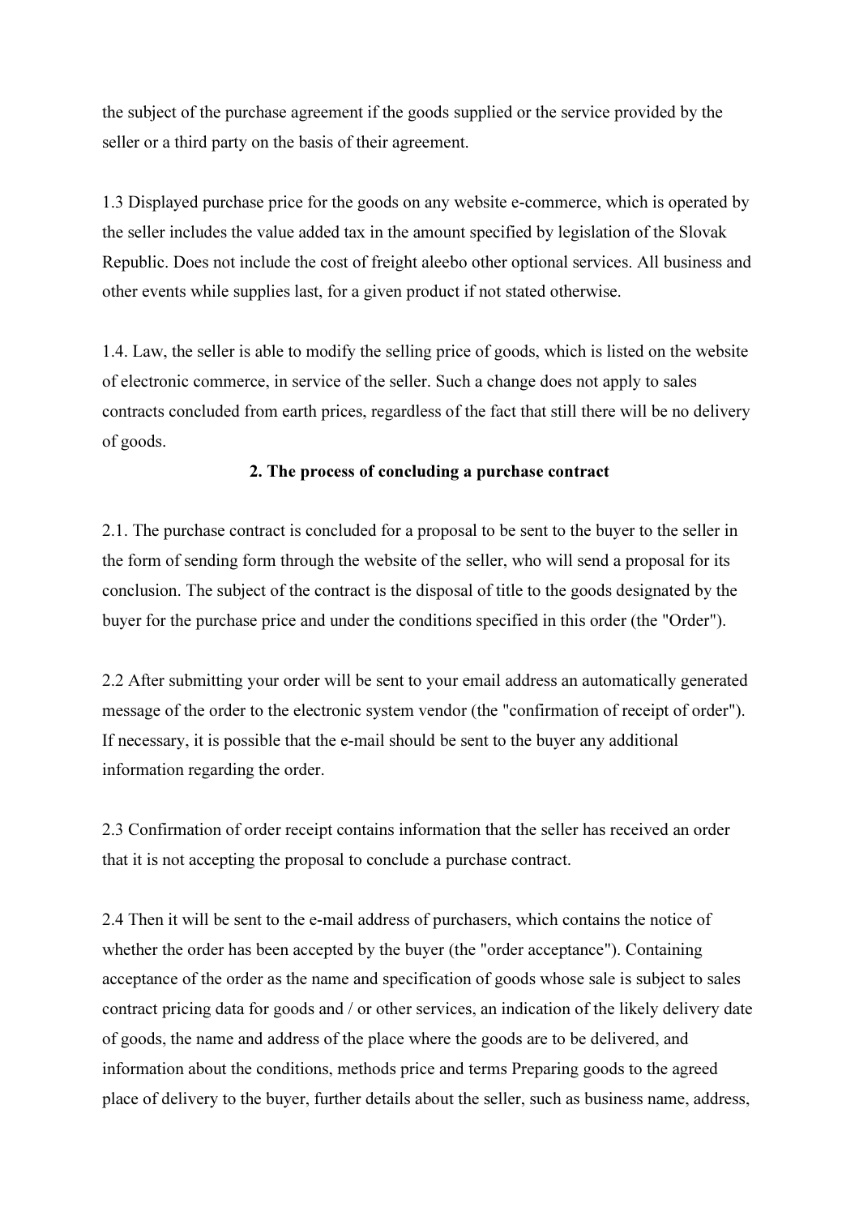the subject of the purchase agreement if the goods supplied or the service provided by the seller or a third party on the basis of their agreement.

1.3 Displayed purchase price for the goods on any website e-commerce, which is operated by the seller includes the value added tax in the amount specified by legislation of the Slovak Republic. Does not include the cost of freight aleebo other optional services. All business and other events while supplies last, for a given product if not stated otherwise.

1.4. Law, the seller is able to modify the selling price of goods, which is listed on the website of electronic commerce, in service of the seller. Such a change does not apply to sales contracts concluded from earth prices, regardless of the fact that still there will be no delivery of goods.

## 2. The process of concluding a purchase contract

2.1. The purchase contract is concluded for a proposal to be sent to the buyer to the seller in the form of sending form through the website of the seller, who will send a proposal for its conclusion. The subject of the contract is the disposal of title to the goods designated by the buyer for the purchase price and under the conditions specified in this order (the "Order").

2.2 After submitting your order will be sent to your email address an automatically generated message of the order to the electronic system vendor (the "confirmation of receipt of order"). If necessary, it is possible that the e-mail should be sent to the buyer any additional information regarding the order.

2.3 Confirmation of order receipt contains information that the seller has received an order that it is not accepting the proposal to conclude a purchase contract.

2.4 Then it will be sent to the e-mail address of purchasers, which contains the notice of whether the order has been accepted by the buyer (the "order acceptance"). Containing acceptance of the order as the name and specification of goods whose sale is subject to sales contract pricing data for goods and / or other services, an indication of the likely delivery date of goods, the name and address of the place where the goods are to be delivered, and information about the conditions, methods price and terms Preparing goods to the agreed place of delivery to the buyer, further details about the seller, such as business name, address,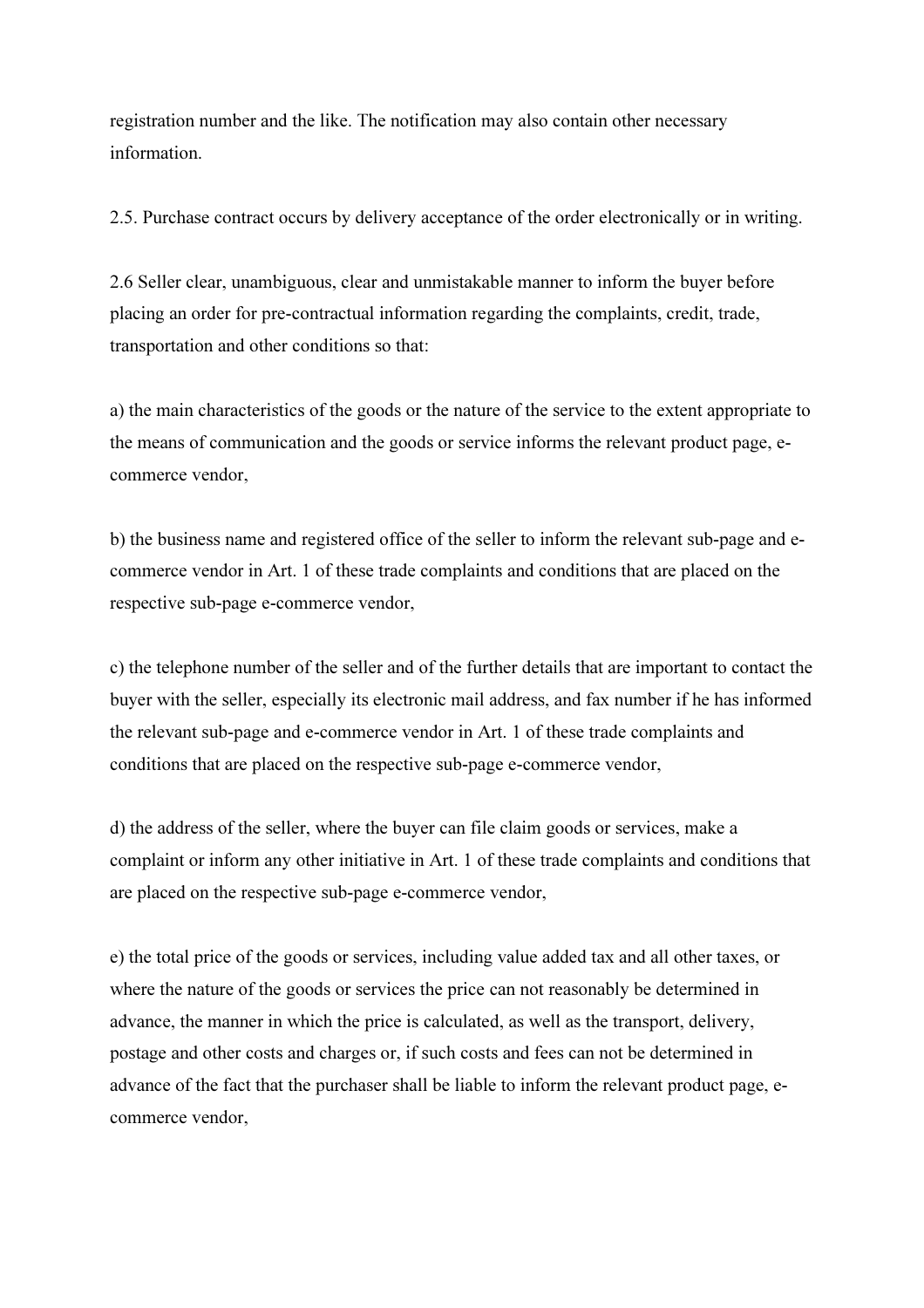registration number and the like. The notification may also contain other necessary information.

2.5. Purchase contract occurs by delivery acceptance of the order electronically or in writing.

2.6 Seller clear, unambiguous, clear and unmistakable manner to inform the buyer before placing an order for pre-contractual information regarding the complaints, credit, trade, transportation and other conditions so that:

a) the main characteristics of the goods or the nature of the service to the extent appropriate to the means of communication and the goods or service informs the relevant product page, e-commerce vendor,

b) the business name and registered office of the seller to inform the relevant sub-page and e-commerce vendor in Art. 1 of these trade complaints and conditions that are placed on the respective sub-page e-commerce vendor,

c) the telephone number of the seller and of the further details that are important to contact the buyer with the seller, especially its electronic mail address, and fax number if he has informed the relevant sub-page and e-commerce vendor in Art. 1 of these trade complaints and conditions that are placed on the respective sub-page e-commerce vendor,

d) the address of the seller, where the buyer can file claim goods or services, make a complaint or inform any other initiative in Art. 1 of these trade complaints and conditions that are placed on the respective sub-page e-commerce vendor,

e) the total price of the goods or services, including value added tax and all other taxes, or where the nature of the goods or services the price can not reasonably be determined in advance, the manner in which the price is calculated, as well as the transport, delivery, postage and other costs and charges or, if such costs and fees can not be determined in advance of the fact that the purchaser shall be liable to inform the relevant product page, e-commerce vendor,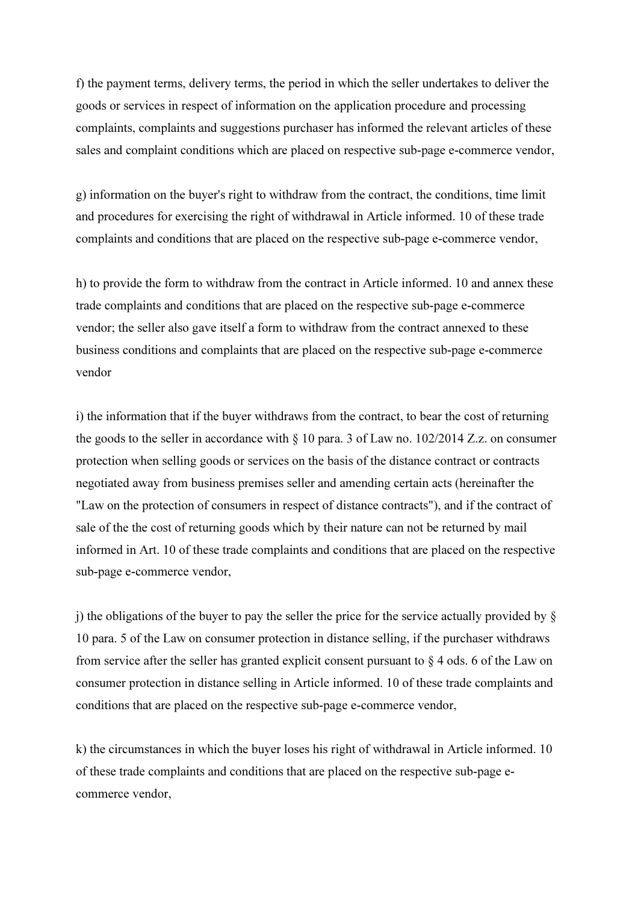f) the payment terms, delivery terms, the period in which the seller undertakes to deliver the goods or services in respect of information on the application procedure and processing complaints, complaints and suggestions purchaser has informed the relevant articles of these sales and complaint conditions which are placed on respective sub-page e-commerce vendor,

g) information on the buyer's right to withdraw from the contract, the conditions, time limit and procedures for exercising the right of withdrawal in Article informed. 10 of these trade complaints and conditions that are placed on the respective sub-page e-commerce vendor,

h) to provide the form to withdraw from the contract in Article informed. 10 and annex these trade complaints and conditions that are placed on the respective sub-page e-commerce vendor; the seller also gave itself a form to withdraw from the contract annexed to these business conditions and complaints that are placed on the respective sub-page e-commerce vendor

i) the information that if the buyer withdraws from the contract, to bear the cost of returning the goods to the seller in accordance with § 10 para. 3 of Law no. 102/2014 Z.z. on consumer protection when selling goods or services on the basis of the distance contract or contracts negotiated away from business premises seller and amending certain acts (hereinafter the "Law on the protection of consumers in respect of distance contracts"), and if the contract of sale of the the cost of returning goods which by their nature can not be returned by mail informed in Art. 10 of these trade complaints and conditions that are placed on the respective sub-page e-commerce vendor,

j) the obligations of the buyer to pay the seller the price for the service actually provided by § 10 para. 5 of the Law on consumer protection in distance selling, if the purchaser withdraws from service after the seller has granted explicit consent pursuant to § 4 ods. 6 of the Law on consumer protection in distance selling in Article informed. 10 of these trade complaints and conditions that are placed on the respective sub-page e-commerce vendor,

k) the circumstances in which the buyer loses his right of withdrawal in Article informed. 10 of these trade complaints and conditions that are placed on the respective sub-page e-commerce vendor,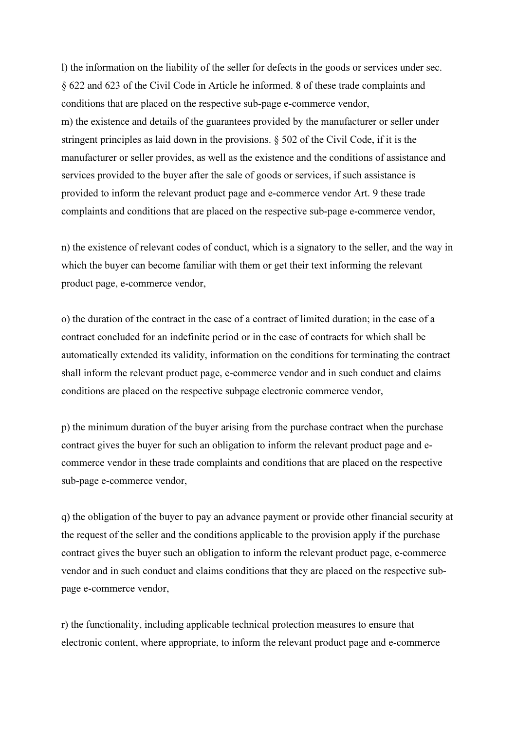l) the information on the liability of the seller for defects in the goods or services under sec. § 622 and 623 of the Civil Code in Article he informed. 8 of these trade complaints and conditions that are placed on the respective sub-page e-commerce vendor,
m) the existence and details of the guarantees provided by the manufacturer or seller under stringent principles as laid down in the provisions. § 502 of the Civil Code, if it is the manufacturer or seller provides, as well as the existence and the conditions of assistance and services provided to the buyer after the sale of goods or services, if such assistance is provided to inform the relevant product page and e-commerce vendor Art. 9 these trade complaints and conditions that are placed on the respective sub-page e-commerce vendor,

n) the existence of relevant codes of conduct, which is a signatory to the seller, and the way in which the buyer can become familiar with them or get their text informing the relevant product page, e-commerce vendor,

o) the duration of the contract in the case of a contract of limited duration; in the case of a contract concluded for an indefinite period or in the case of contracts for which shall be automatically extended its validity, information on the conditions for terminating the contract shall inform the relevant product page, e-commerce vendor and in such conduct and claims conditions are placed on the respective subpage electronic commerce vendor,

p) the minimum duration of the buyer arising from the purchase contract when the purchase contract gives the buyer for such an obligation to inform the relevant product page and e-commerce vendor in these trade complaints and conditions that are placed on the respective sub-page e-commerce vendor,

q) the obligation of the buyer to pay an advance payment or provide other financial security at the request of the seller and the conditions applicable to the provision apply if the purchase contract gives the buyer such an obligation to inform the relevant product page, e-commerce vendor and in such conduct and claims conditions that they are placed on the respective sub-page e-commerce vendor,

r) the functionality, including applicable technical protection measures to ensure that electronic content, where appropriate, to inform the relevant product page and e-commerce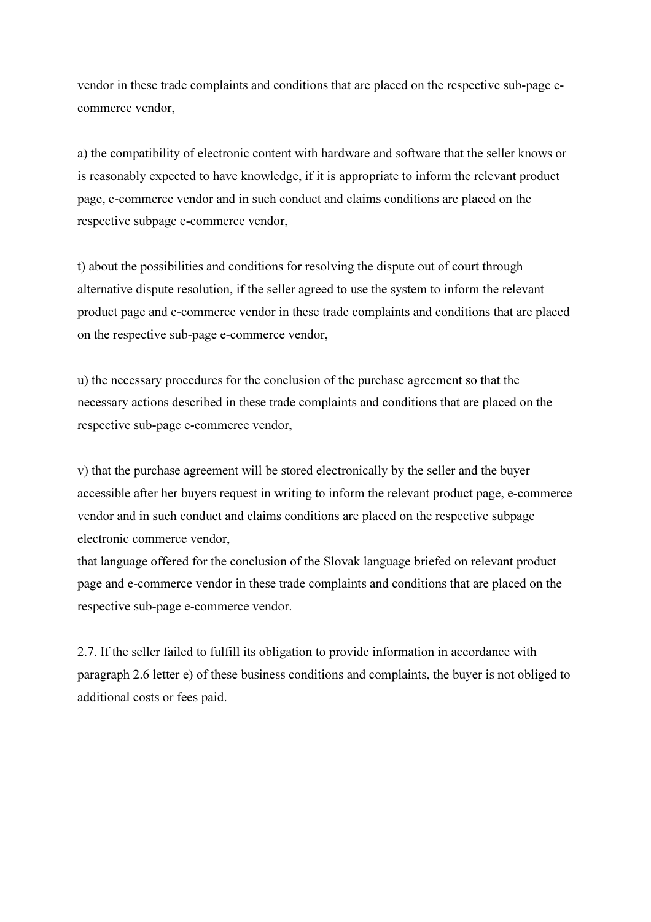vendor in these trade complaints and conditions that are placed on the respective sub-page e-commerce vendor,

a) the compatibility of electronic content with hardware and software that the seller knows or is reasonably expected to have knowledge, if it is appropriate to inform the relevant product page, e-commerce vendor and in such conduct and claims conditions are placed on the respective subpage e-commerce vendor,

t) about the possibilities and conditions for resolving the dispute out of court through alternative dispute resolution, if the seller agreed to use the system to inform the relevant product page and e-commerce vendor in these trade complaints and conditions that are placed on the respective sub-page e-commerce vendor,

u) the necessary procedures for the conclusion of the purchase agreement so that the necessary actions described in these trade complaints and conditions that are placed on the respective sub-page e-commerce vendor,

v) that the purchase agreement will be stored electronically by the seller and the buyer accessible after her buyers request in writing to inform the relevant product page, e-commerce vendor and in such conduct and claims conditions are placed on the respective subpage electronic commerce vendor,
that language offered for the conclusion of the Slovak language briefed on relevant product page and e-commerce vendor in these trade complaints and conditions that are placed on the respective sub-page e-commerce vendor.

2.7. If the seller failed to fulfill its obligation to provide information in accordance with paragraph 2.6 letter e) of these business conditions and complaints, the buyer is not obliged to additional costs or fees paid.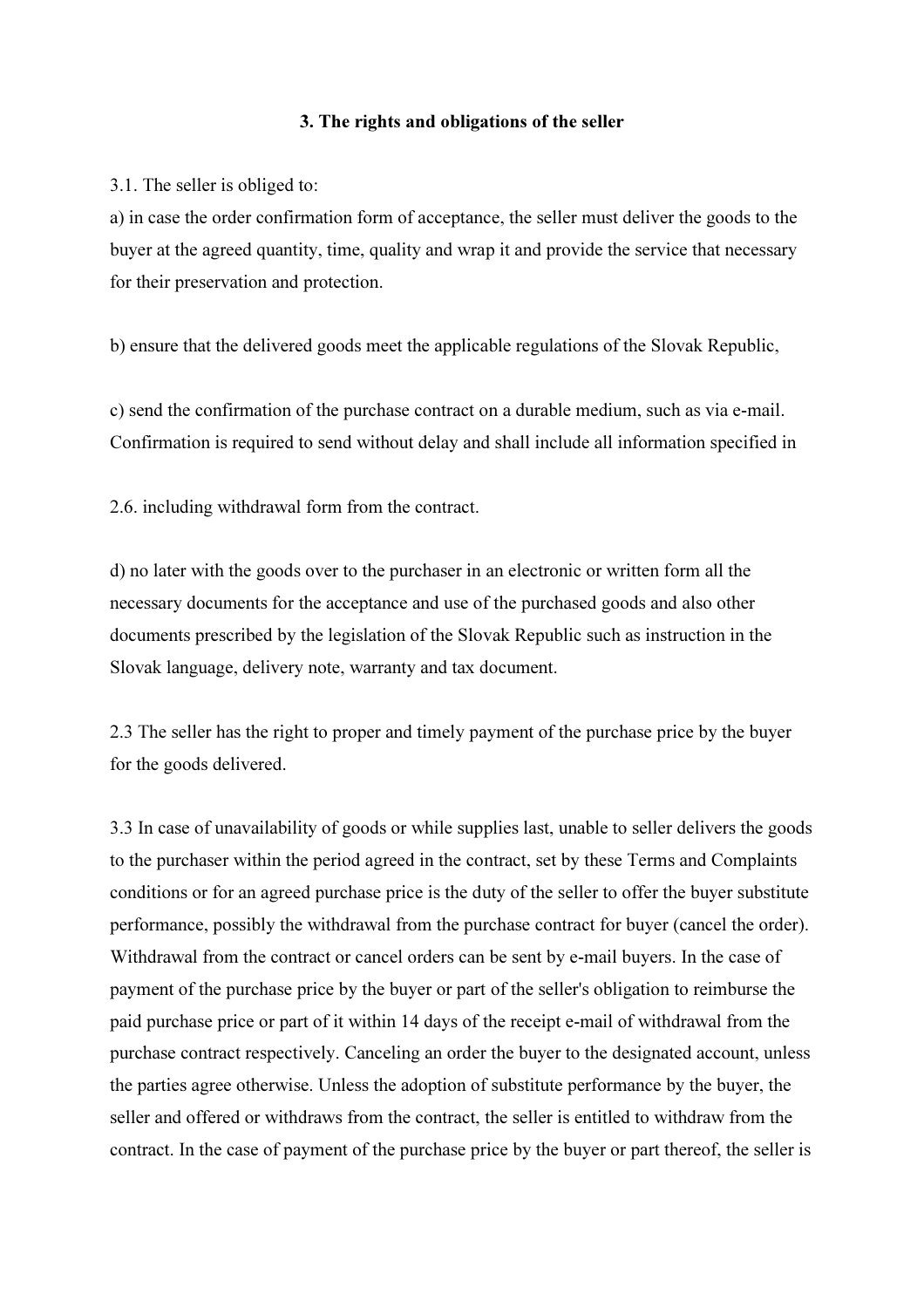### 3. The rights and obligations of the seller

3.1. The seller is obliged to:

a) in case the order confirmation form of acceptance, the seller must deliver the goods to the buyer at the agreed quantity, time, quality and wrap it and provide the service that necessary for their preservation and protection.

b) ensure that the delivered goods meet the applicable regulations of the Slovak Republic,

c) send the confirmation of the purchase contract on a durable medium, such as via e-mail. Confirmation is required to send without delay and shall include all information specified in

2.6. including withdrawal form from the contract.

d) no later with the goods over to the purchaser in an electronic or written form all the necessary documents for the acceptance and use of the purchased goods and also other documents prescribed by the legislation of the Slovak Republic such as instruction in the Slovak language, delivery note, warranty and tax document.

2.3 The seller has the right to proper and timely payment of the purchase price by the buyer for the goods delivered.

3.3 In case of unavailability of goods or while supplies last, unable to seller delivers the goods to the purchaser within the period agreed in the contract, set by these Terms and Complaints conditions or for an agreed purchase price is the duty of the seller to offer the buyer substitute performance, possibly the withdrawal from the purchase contract for buyer (cancel the order). Withdrawal from the contract or cancel orders can be sent by e-mail buyers. In the case of payment of the purchase price by the buyer or part of the seller's obligation to reimburse the paid purchase price or part of it within 14 days of the receipt e-mail of withdrawal from the purchase contract respectively. Canceling an order the buyer to the designated account, unless the parties agree otherwise. Unless the adoption of substitute performance by the buyer, the seller and offered or withdraws from the contract, the seller is entitled to withdraw from the contract. In the case of payment of the purchase price by the buyer or part thereof, the seller is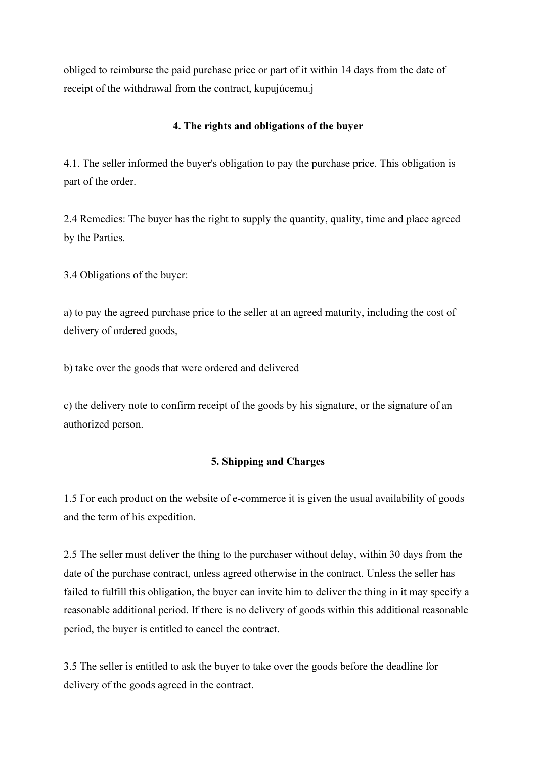obliged to reimburse the paid purchase price or part of it within 14 days from the date of receipt of the withdrawal from the contract, kupujúcemu.j

### 4. The rights and obligations of the buyer

4.1. The seller informed the buyer's obligation to pay the purchase price. This obligation is part of the order.

2.4 Remedies: The buyer has the right to supply the quantity, quality, time and place agreed by the Parties.

3.4 Obligations of the buyer:

a) to pay the agreed purchase price to the seller at an agreed maturity, including the cost of delivery of ordered goods,

b) take over the goods that were ordered and delivered

c) the delivery note to confirm receipt of the goods by his signature, or the signature of an authorized person.

### 5. Shipping and Charges

1.5 For each product on the website of e-commerce it is given the usual availability of goods and the term of his expedition.

2.5 The seller must deliver the thing to the purchaser without delay, within 30 days from the date of the purchase contract, unless agreed otherwise in the contract. Unless the seller has failed to fulfill this obligation, the buyer can invite him to deliver the thing in it may specify a reasonable additional period. If there is no delivery of goods within this additional reasonable period, the buyer is entitled to cancel the contract.

3.5 The seller is entitled to ask the buyer to take over the goods before the deadline for delivery of the goods agreed in the contract.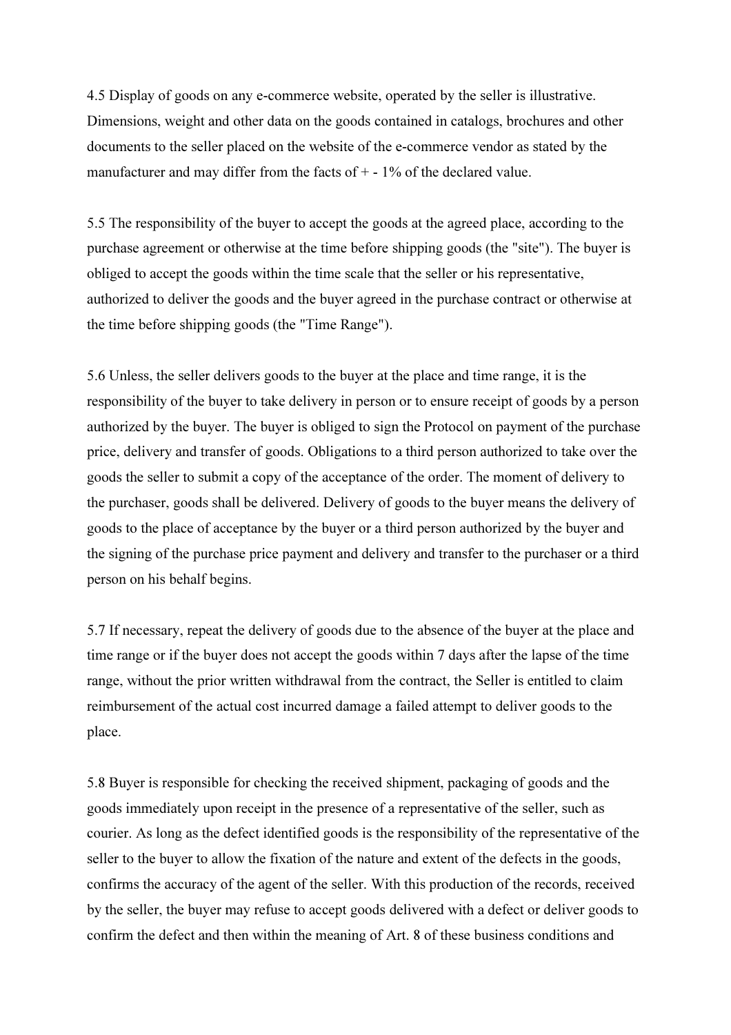4.5 Display of goods on any e-commerce website, operated by the seller is illustrative. Dimensions, weight and other data on the goods contained in catalogs, brochures and other documents to the seller placed on the website of the e-commerce vendor as stated by the manufacturer and may differ from the facts of + - 1% of the declared value.

5.5 The responsibility of the buyer to accept the goods at the agreed place, according to the purchase agreement or otherwise at the time before shipping goods (the "site"). The buyer is obliged to accept the goods within the time scale that the seller or his representative, authorized to deliver the goods and the buyer agreed in the purchase contract or otherwise at the time before shipping goods (the "Time Range").

5.6 Unless, the seller delivers goods to the buyer at the place and time range, it is the responsibility of the buyer to take delivery in person or to ensure receipt of goods by a person authorized by the buyer. The buyer is obliged to sign the Protocol on payment of the purchase price, delivery and transfer of goods. Obligations to a third person authorized to take over the goods the seller to submit a copy of the acceptance of the order. The moment of delivery to the purchaser, goods shall be delivered. Delivery of goods to the buyer means the delivery of goods to the place of acceptance by the buyer or a third person authorized by the buyer and the signing of the purchase price payment and delivery and transfer to the purchaser or a third person on his behalf begins.

5.7 If necessary, repeat the delivery of goods due to the absence of the buyer at the place and time range or if the buyer does not accept the goods within 7 days after the lapse of the time range, without the prior written withdrawal from the contract, the Seller is entitled to claim reimbursement of the actual cost incurred damage a failed attempt to deliver goods to the place.

5.8 Buyer is responsible for checking the received shipment, packaging of goods and the goods immediately upon receipt in the presence of a representative of the seller, such as courier. As long as the defect identified goods is the responsibility of the representative of the seller to the buyer to allow the fixation of the nature and extent of the defects in the goods, confirms the accuracy of the agent of the seller. With this production of the records, received by the seller, the buyer may refuse to accept goods delivered with a defect or deliver goods to confirm the defect and then within the meaning of Art. 8 of these business conditions and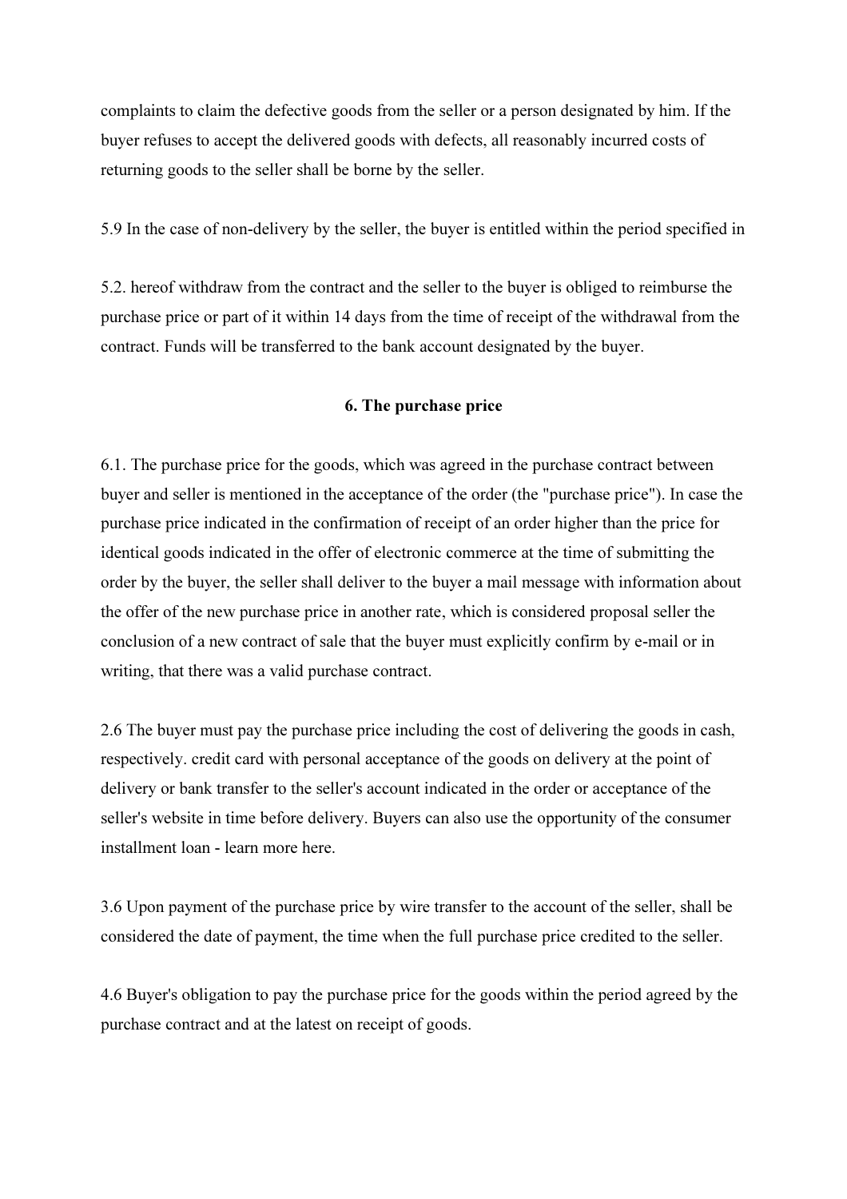complaints to claim the defective goods from the seller or a person designated by him. If the buyer refuses to accept the delivered goods with defects, all reasonably incurred costs of returning goods to the seller shall be borne by the seller.

5.9 In the case of non-delivery by the seller, the buyer is entitled within the period specified in

5.2. hereof withdraw from the contract and the seller to the buyer is obliged to reimburse the purchase price or part of it within 14 days from the time of receipt of the withdrawal from the contract. Funds will be transferred to the bank account designated by the buyer.

## 6. The purchase price

6.1. The purchase price for the goods, which was agreed in the purchase contract between buyer and seller is mentioned in the acceptance of the order (the "purchase price"). In case the purchase price indicated in the confirmation of receipt of an order higher than the price for identical goods indicated in the offer of electronic commerce at the time of submitting the order by the buyer, the seller shall deliver to the buyer a mail message with information about the offer of the new purchase price in another rate, which is considered proposal seller the conclusion of a new contract of sale that the buyer must explicitly confirm by e-mail or in writing, that there was a valid purchase contract.

2.6 The buyer must pay the purchase price including the cost of delivering the goods in cash, respectively. credit card with personal acceptance of the goods on delivery at the point of delivery or bank transfer to the seller's account indicated in the order or acceptance of the seller's website in time before delivery. Buyers can also use the opportunity of the consumer installment loan - learn more here.

3.6 Upon payment of the purchase price by wire transfer to the account of the seller, shall be considered the date of payment, the time when the full purchase price credited to the seller.

4.6 Buyer's obligation to pay the purchase price for the goods within the period agreed by the purchase contract and at the latest on receipt of goods.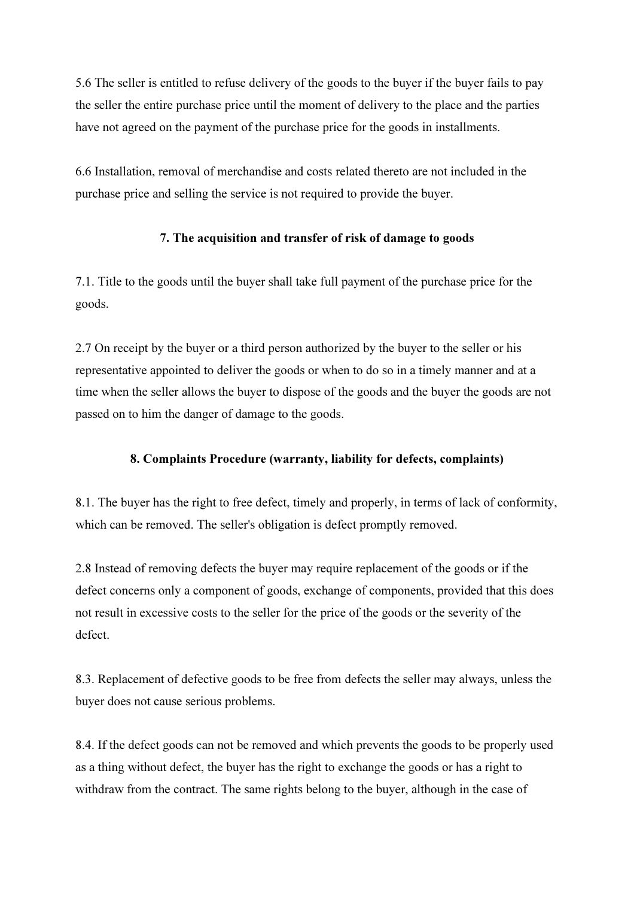5.6 The seller is entitled to refuse delivery of the goods to the buyer if the buyer fails to pay the seller the entire purchase price until the moment of delivery to the place and the parties have not agreed on the payment of the purchase price for the goods in installments.

6.6 Installation, removal of merchandise and costs related thereto are not included in the purchase price and selling the service is not required to provide the buyer.

### 7. The acquisition and transfer of risk of damage to goods

7.1. Title to the goods until the buyer shall take full payment of the purchase price for the goods.

2.7 On receipt by the buyer or a third person authorized by the buyer to the seller or his representative appointed to deliver the goods or when to do so in a timely manner and at a time when the seller allows the buyer to dispose of the goods and the buyer the goods are not passed on to him the danger of damage to the goods.

### 8. Complaints Procedure (warranty, liability for defects, complaints)

8.1. The buyer has the right to free defect, timely and properly, in terms of lack of conformity, which can be removed. The seller's obligation is defect promptly removed.

2.8 Instead of removing defects the buyer may require replacement of the goods or if the defect concerns only a component of goods, exchange of components, provided that this does not result in excessive costs to the seller for the price of the goods or the severity of the defect.

8.3. Replacement of defective goods to be free from defects the seller may always, unless the buyer does not cause serious problems.

8.4. If the defect goods can not be removed and which prevents the goods to be properly used as a thing without defect, the buyer has the right to exchange the goods or has a right to withdraw from the contract. The same rights belong to the buyer, although in the case of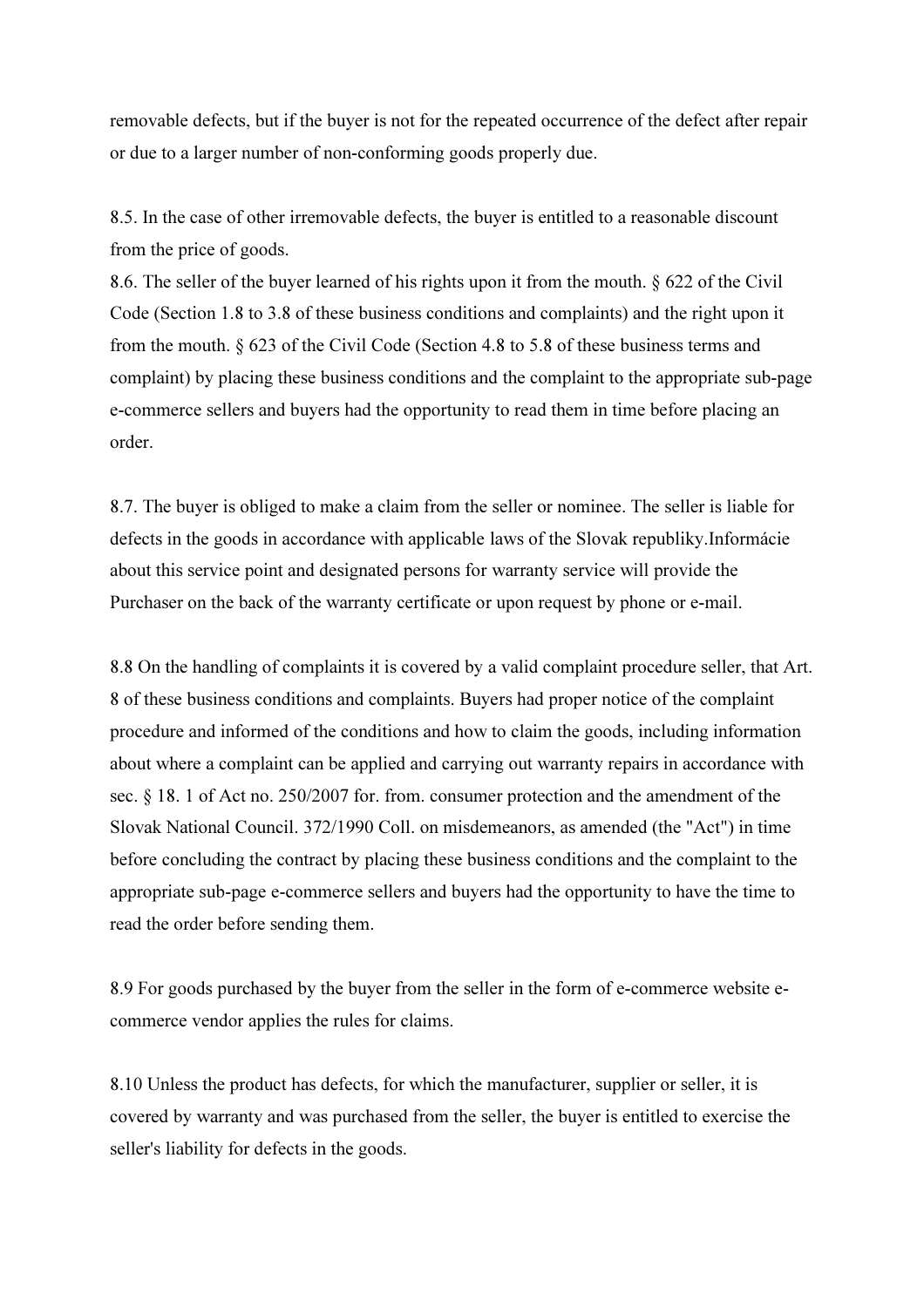removable defects, but if the buyer is not for the repeated occurrence of the defect after repair or due to a larger number of non-conforming goods properly due.

8.5. In the case of other irremovable defects, the buyer is entitled to a reasonable discount from the price of goods.
8.6. The seller of the buyer learned of his rights upon it from the mouth. § 622 of the Civil Code (Section 1.8 to 3.8 of these business conditions and complaints) and the right upon it from the mouth. § 623 of the Civil Code (Section 4.8 to 5.8 of these business terms and complaint) by placing these business conditions and the complaint to the appropriate sub-page e-commerce sellers and buyers had the opportunity to read them in time before placing an order.

8.7. The buyer is obliged to make a claim from the seller or nominee. The seller is liable for defects in the goods in accordance with applicable laws of the Slovak republiky.Informácie about this service point and designated persons for warranty service will provide the Purchaser on the back of the warranty certificate or upon request by phone or e-mail.

8.8 On the handling of complaints it is covered by a valid complaint procedure seller, that Art. 8 of these business conditions and complaints. Buyers had proper notice of the complaint procedure and informed of the conditions and how to claim the goods, including information about where a complaint can be applied and carrying out warranty repairs in accordance with sec. § 18. 1 of Act no. 250/2007 for. from. consumer protection and the amendment of the Slovak National Council. 372/1990 Coll. on misdemeanors, as amended (the "Act") in time before concluding the contract by placing these business conditions and the complaint to the appropriate sub-page e-commerce sellers and buyers had the opportunity to have the time to read the order before sending them.

8.9 For goods purchased by the buyer from the seller in the form of e-commerce website e-commerce vendor applies the rules for claims.

8.10 Unless the product has defects, for which the manufacturer, supplier or seller, it is covered by warranty and was purchased from the seller, the buyer is entitled to exercise the seller's liability for defects in the goods.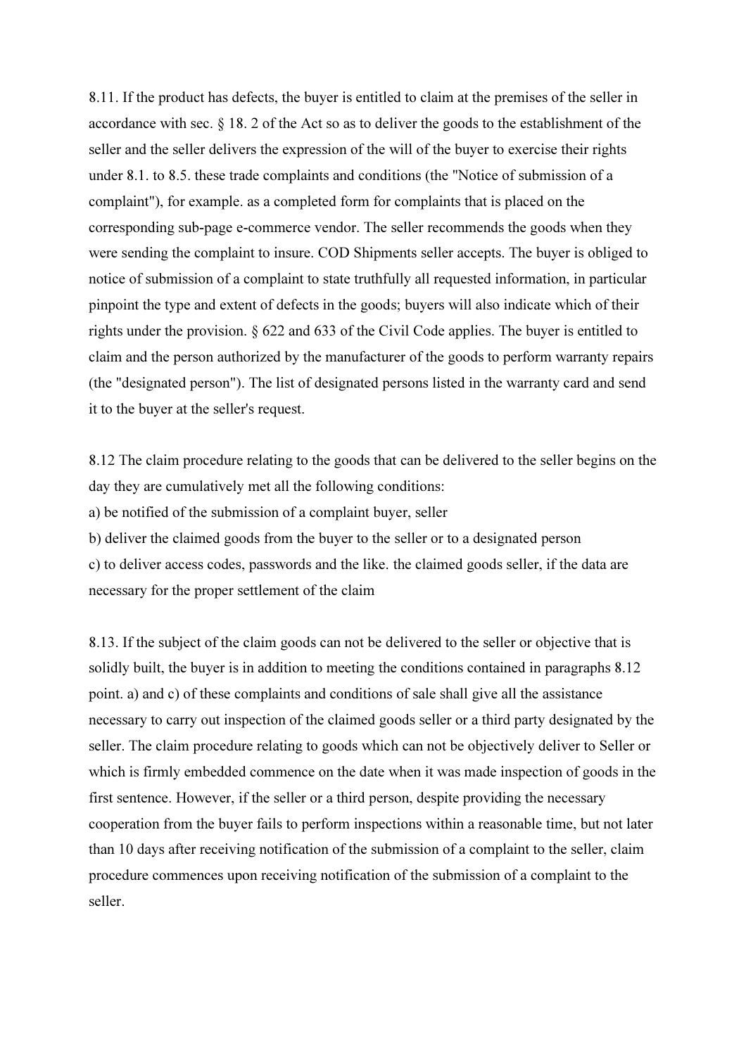8.11. If the product has defects, the buyer is entitled to claim at the premises of the seller in accordance with sec. § 18. 2 of the Act so as to deliver the goods to the establishment of the seller and the seller delivers the expression of the will of the buyer to exercise their rights under 8.1. to 8.5. these trade complaints and conditions (the "Notice of submission of a complaint"), for example. as a completed form for complaints that is placed on the corresponding sub-page e-commerce vendor. The seller recommends the goods when they were sending the complaint to insure. COD Shipments seller accepts. The buyer is obliged to notice of submission of a complaint to state truthfully all requested information, in particular pinpoint the type and extent of defects in the goods; buyers will also indicate which of their rights under the provision. § 622 and 633 of the Civil Code applies. The buyer is entitled to claim and the person authorized by the manufacturer of the goods to perform warranty repairs (the "designated person"). The list of designated persons listed in the warranty card and send it to the buyer at the seller's request.

8.12 The claim procedure relating to the goods that can be delivered to the seller begins on the day they are cumulatively met all the following conditions:

a) be notified of the submission of a complaint buyer, seller

b) deliver the claimed goods from the buyer to the seller or to a designated person

c) to deliver access codes, passwords and the like. the claimed goods seller, if the data are necessary for the proper settlement of the claim

8.13. If the subject of the claim goods can not be delivered to the seller or objective that is solidly built, the buyer is in addition to meeting the conditions contained in paragraphs 8.12 point. a) and c) of these complaints and conditions of sale shall give all the assistance necessary to carry out inspection of the claimed goods seller or a third party designated by the seller. The claim procedure relating to goods which can not be objectively deliver to Seller or which is firmly embedded commence on the date when it was made inspection of goods in the first sentence. However, if the seller or a third person, despite providing the necessary cooperation from the buyer fails to perform inspections within a reasonable time, but not later than 10 days after receiving notification of the submission of a complaint to the seller, claim procedure commences upon receiving notification of the submission of a complaint to the seller.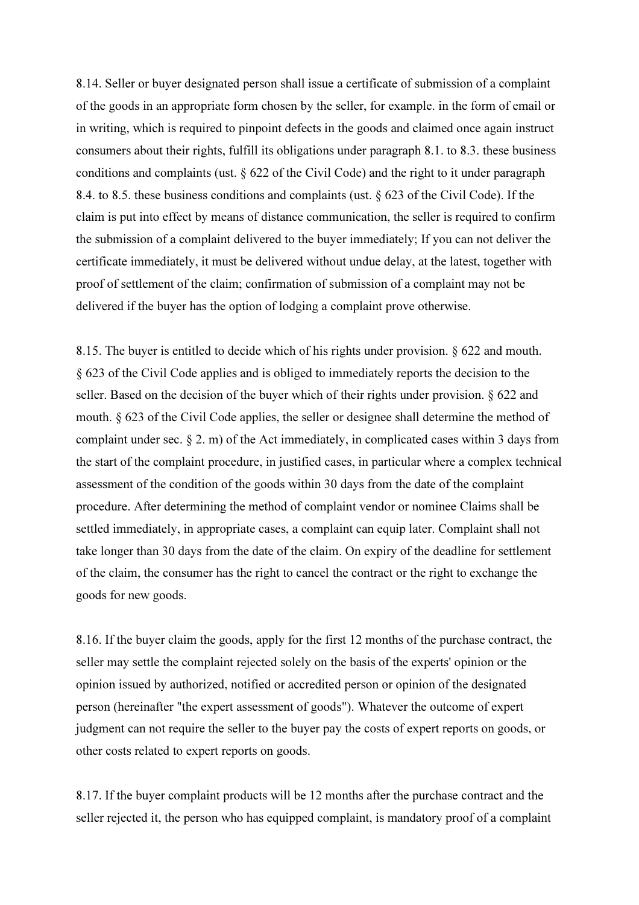8.14. Seller or buyer designated person shall issue a certificate of submission of a complaint of the goods in an appropriate form chosen by the seller, for example. in the form of email or in writing, which is required to pinpoint defects in the goods and claimed once again instruct consumers about their rights, fulfill its obligations under paragraph 8.1. to 8.3. these business conditions and complaints (ust. § 622 of the Civil Code) and the right to it under paragraph 8.4. to 8.5. these business conditions and complaints (ust. § 623 of the Civil Code). If the claim is put into effect by means of distance communication, the seller is required to confirm the submission of a complaint delivered to the buyer immediately; If you can not deliver the certificate immediately, it must be delivered without undue delay, at the latest, together with proof of settlement of the claim; confirmation of submission of a complaint may not be delivered if the buyer has the option of lodging a complaint prove otherwise.

8.15. The buyer is entitled to decide which of his rights under provision. § 622 and mouth. § 623 of the Civil Code applies and is obliged to immediately reports the decision to the seller. Based on the decision of the buyer which of their rights under provision. § 622 and mouth. § 623 of the Civil Code applies, the seller or designee shall determine the method of complaint under sec. § 2. m) of the Act immediately, in complicated cases within 3 days from the start of the complaint procedure, in justified cases, in particular where a complex technical assessment of the condition of the goods within 30 days from the date of the complaint procedure. After determining the method of complaint vendor or nominee Claims shall be settled immediately, in appropriate cases, a complaint can equip later. Complaint shall not take longer than 30 days from the date of the claim. On expiry of the deadline for settlement of the claim, the consumer has the right to cancel the contract or the right to exchange the goods for new goods.

8.16. If the buyer claim the goods, apply for the first 12 months of the purchase contract, the seller may settle the complaint rejected solely on the basis of the experts' opinion or the opinion issued by authorized, notified or accredited person or opinion of the designated person (hereinafter "the expert assessment of goods"). Whatever the outcome of expert judgment can not require the seller to the buyer pay the costs of expert reports on goods, or other costs related to expert reports on goods.

8.17. If the buyer complaint products will be 12 months after the purchase contract and the seller rejected it, the person who has equipped complaint, is mandatory proof of a complaint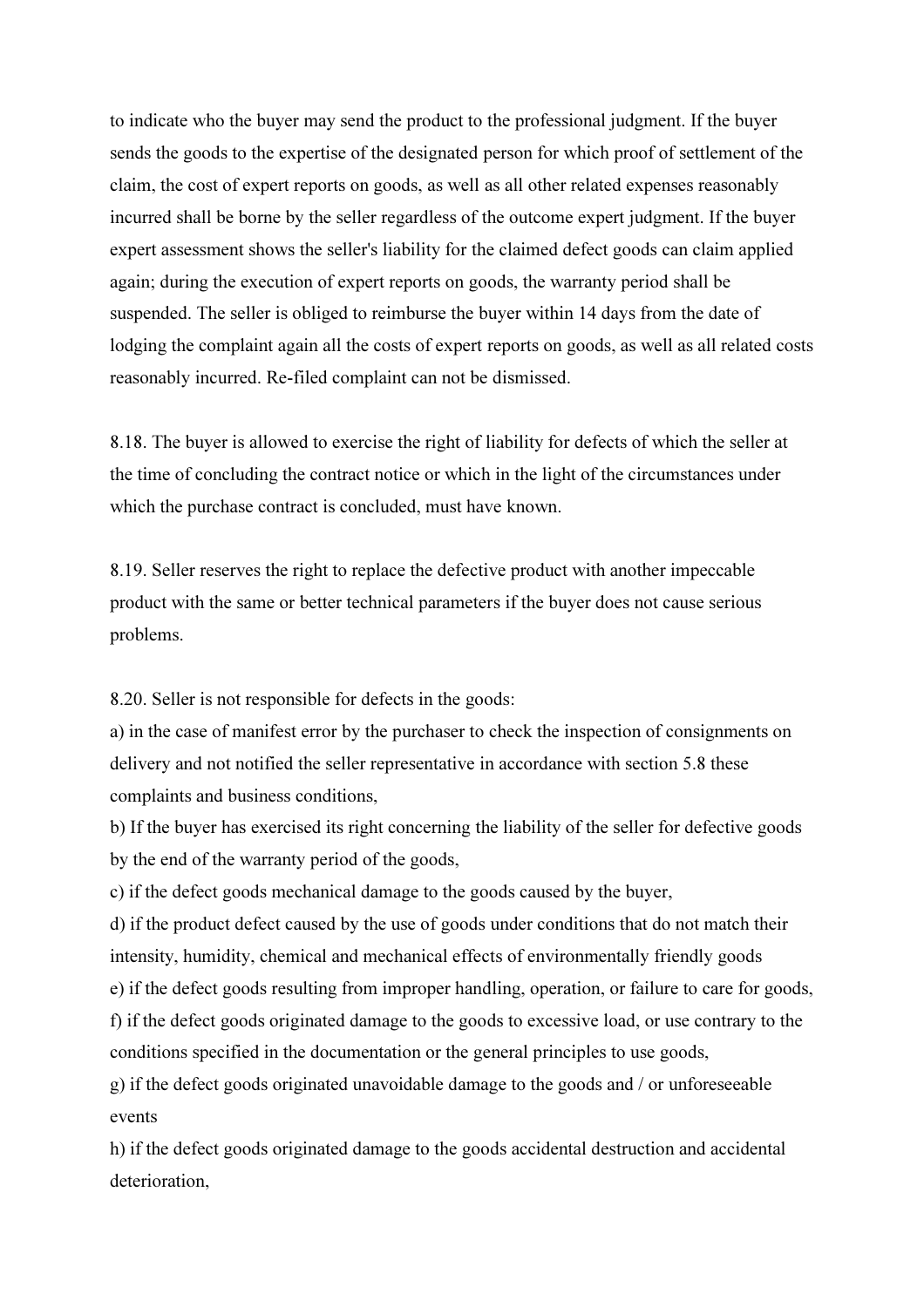to indicate who the buyer may send the product to the professional judgment. If the buyer sends the goods to the expertise of the designated person for which proof of settlement of the claim, the cost of expert reports on goods, as well as all other related expenses reasonably incurred shall be borne by the seller regardless of the outcome expert judgment. If the buyer expert assessment shows the seller's liability for the claimed defect goods can claim applied again; during the execution of expert reports on goods, the warranty period shall be suspended. The seller is obliged to reimburse the buyer within 14 days from the date of lodging the complaint again all the costs of expert reports on goods, as well as all related costs reasonably incurred. Re-filed complaint can not be dismissed.

8.18. The buyer is allowed to exercise the right of liability for defects of which the seller at the time of concluding the contract notice or which in the light of the circumstances under which the purchase contract is concluded, must have known.

8.19. Seller reserves the right to replace the defective product with another impeccable product with the same or better technical parameters if the buyer does not cause serious problems.

8.20. Seller is not responsible for defects in the goods:

a) in the case of manifest error by the purchaser to check the inspection of consignments on delivery and not notified the seller representative in accordance with section 5.8 these complaints and business conditions,

b) If the buyer has exercised its right concerning the liability of the seller for defective goods by the end of the warranty period of the goods,

c) if the defect goods mechanical damage to the goods caused by the buyer,

d) if the product defect caused by the use of goods under conditions that do not match their intensity, humidity, chemical and mechanical effects of environmentally friendly goods

e) if the defect goods resulting from improper handling, operation, or failure to care for goods,

f) if the defect goods originated damage to the goods to excessive load, or use contrary to the conditions specified in the documentation or the general principles to use goods,

g) if the defect goods originated unavoidable damage to the goods and / or unforeseeable events

h) if the defect goods originated damage to the goods accidental destruction and accidental deterioration,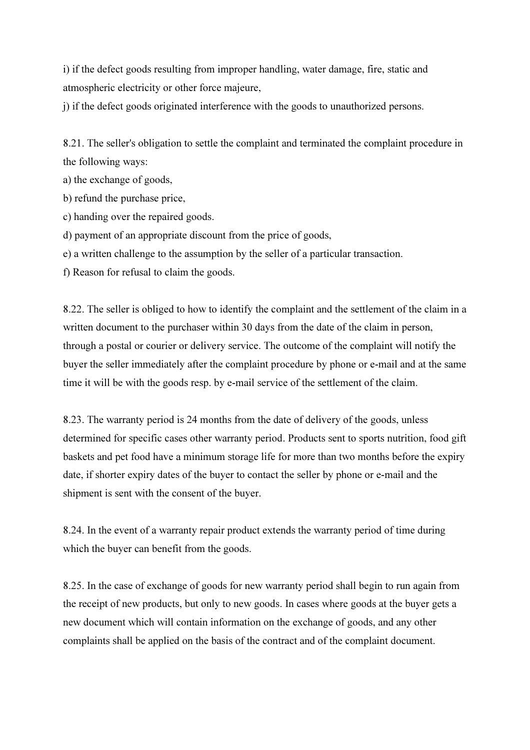i) if the defect goods resulting from improper handling, water damage, fire, static and atmospheric electricity or other force majeure,

j) if the defect goods originated interference with the goods to unauthorized persons.

8.21. The seller's obligation to settle the complaint and terminated the complaint procedure in the following ways:

a) the exchange of goods,

b) refund the purchase price,

c) handing over the repaired goods.

d) payment of an appropriate discount from the price of goods,

e) a written challenge to the assumption by the seller of a particular transaction.

f) Reason for refusal to claim the goods.

8.22. The seller is obliged to how to identify the complaint and the settlement of the claim in a written document to the purchaser within 30 days from the date of the claim in person, through a postal or courier or delivery service. The outcome of the complaint will notify the buyer the seller immediately after the complaint procedure by phone or e-mail and at the same time it will be with the goods resp. by e-mail service of the settlement of the claim.

8.23. The warranty period is 24 months from the date of delivery of the goods, unless determined for specific cases other warranty period. Products sent to sports nutrition, food gift baskets and pet food have a minimum storage life for more than two months before the expiry date, if shorter expiry dates of the buyer to contact the seller by phone or e-mail and the shipment is sent with the consent of the buyer.

8.24. In the event of a warranty repair product extends the warranty period of time during which the buyer can benefit from the goods.

8.25. In the case of exchange of goods for new warranty period shall begin to run again from the receipt of new products, but only to new goods. In cases where goods at the buyer gets a new document which will contain information on the exchange of goods, and any other complaints shall be applied on the basis of the contract and of the complaint document.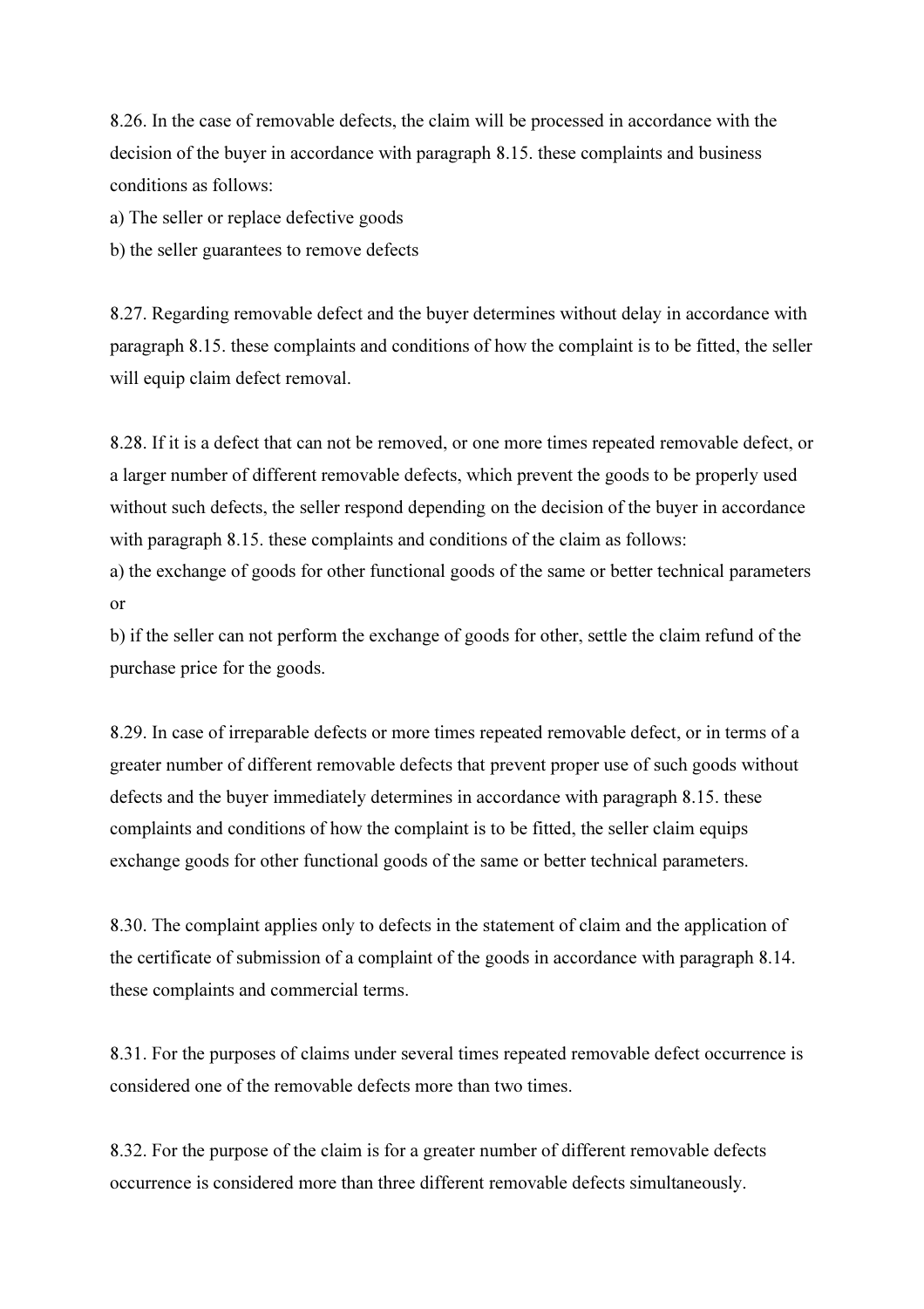8.26. In the case of removable defects, the claim will be processed in accordance with the decision of the buyer in accordance with paragraph 8.15. these complaints and business conditions as follows:

a) The seller or replace defective goods

b) the seller guarantees to remove defects

8.27. Regarding removable defect and the buyer determines without delay in accordance with paragraph 8.15. these complaints and conditions of how the complaint is to be fitted, the seller will equip claim defect removal.

8.28. If it is a defect that can not be removed, or one more times repeated removable defect, or a larger number of different removable defects, which prevent the goods to be properly used without such defects, the seller respond depending on the decision of the buyer in accordance with paragraph 8.15. these complaints and conditions of the claim as follows:

a) the exchange of goods for other functional goods of the same or better technical parameters or

b) if the seller can not perform the exchange of goods for other, settle the claim refund of the purchase price for the goods.

8.29. In case of irreparable defects or more times repeated removable defect, or in terms of a greater number of different removable defects that prevent proper use of such goods without defects and the buyer immediately determines in accordance with paragraph 8.15. these complaints and conditions of how the complaint is to be fitted, the seller claim equips exchange goods for other functional goods of the same or better technical parameters.

8.30. The complaint applies only to defects in the statement of claim and the application of the certificate of submission of a complaint of the goods in accordance with paragraph 8.14. these complaints and commercial terms.

8.31. For the purposes of claims under several times repeated removable defect occurrence is considered one of the removable defects more than two times.

8.32. For the purpose of the claim is for a greater number of different removable defects occurrence is considered more than three different removable defects simultaneously.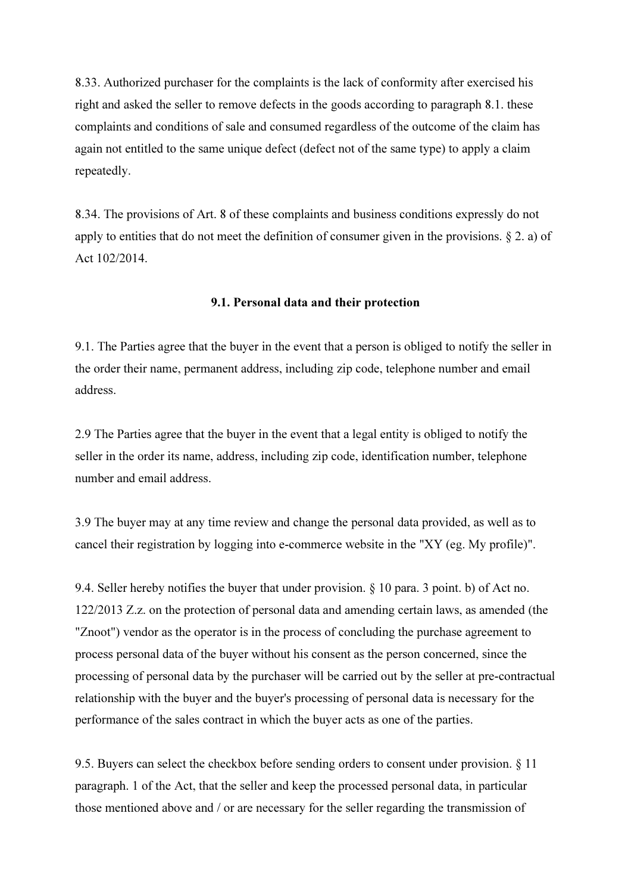8.33. Authorized purchaser for the complaints is the lack of conformity after exercised his right and asked the seller to remove defects in the goods according to paragraph 8.1. these complaints and conditions of sale and consumed regardless of the outcome of the claim has again not entitled to the same unique defect (defect not of the same type) to apply a claim repeatedly.

8.34. The provisions of Art. 8 of these complaints and business conditions expressly do not apply to entities that do not meet the definition of consumer given in the provisions. § 2. a) of Act 102/2014.

## 9.1. Personal data and their protection

9.1. The Parties agree that the buyer in the event that a person is obliged to notify the seller in the order their name, permanent address, including zip code, telephone number and email address.

2.9 The Parties agree that the buyer in the event that a legal entity is obliged to notify the seller in the order its name, address, including zip code, identification number, telephone number and email address.

3.9 The buyer may at any time review and change the personal data provided, as well as to cancel their registration by logging into e-commerce website in the "XY (eg. My profile)".

9.4. Seller hereby notifies the buyer that under provision. § 10 para. 3 point. b) of Act no. 122/2013 Z.z. on the protection of personal data and amending certain laws, as amended (the "Znoot") vendor as the operator is in the process of concluding the purchase agreement to process personal data of the buyer without his consent as the person concerned, since the processing of personal data by the purchaser will be carried out by the seller at pre-contractual relationship with the buyer and the buyer's processing of personal data is necessary for the performance of the sales contract in which the buyer acts as one of the parties.

9.5. Buyers can select the checkbox before sending orders to consent under provision. § 11 paragraph. 1 of the Act, that the seller and keep the processed personal data, in particular those mentioned above and / or are necessary for the seller regarding the transmission of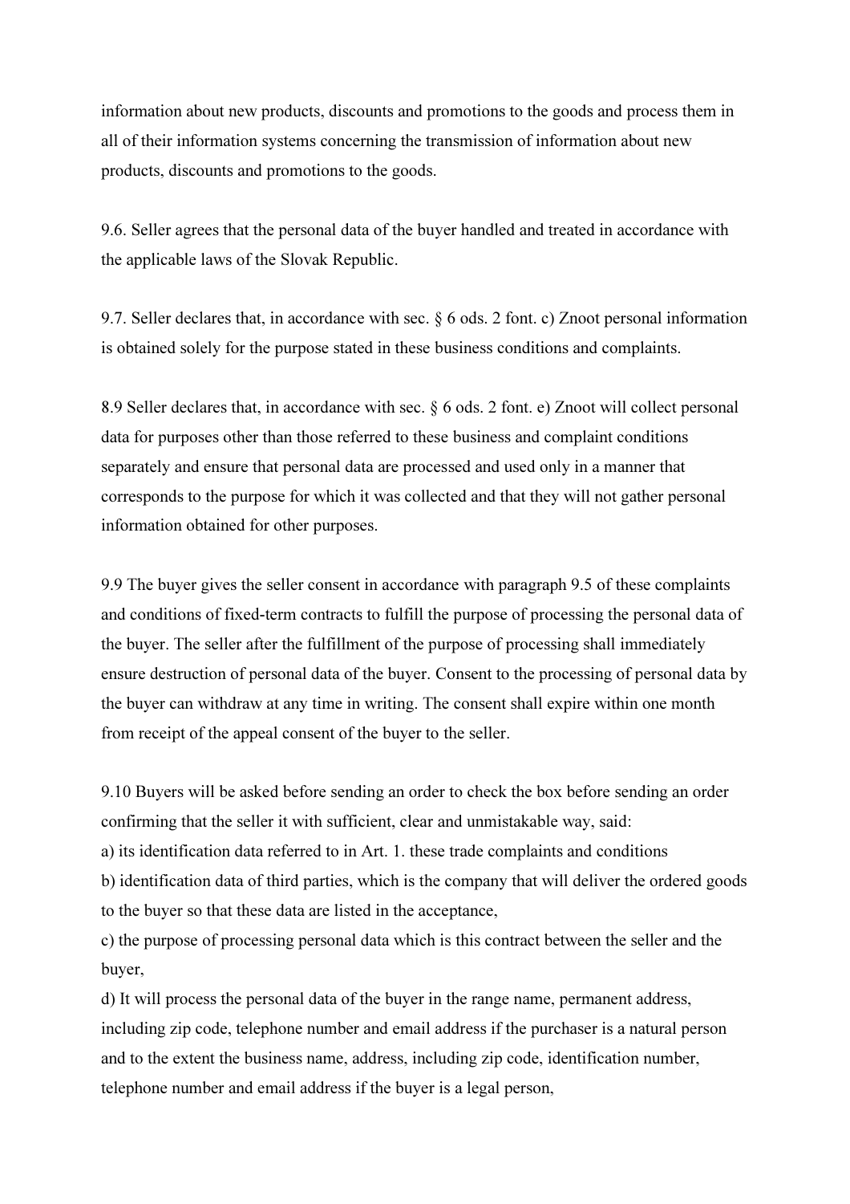information about new products, discounts and promotions to the goods and process them in all of their information systems concerning the transmission of information about new products, discounts and promotions to the goods.

9.6. Seller agrees that the personal data of the buyer handled and treated in accordance with the applicable laws of the Slovak Republic.

9.7. Seller declares that, in accordance with sec. § 6 ods. 2 font. c) Znoot personal information is obtained solely for the purpose stated in these business conditions and complaints.

8.9 Seller declares that, in accordance with sec. § 6 ods. 2 font. e) Znoot will collect personal data for purposes other than those referred to these business and complaint conditions separately and ensure that personal data are processed and used only in a manner that corresponds to the purpose for which it was collected and that they will not gather personal information obtained for other purposes.

9.9 The buyer gives the seller consent in accordance with paragraph 9.5 of these complaints and conditions of fixed-term contracts to fulfill the purpose of processing the personal data of the buyer. The seller after the fulfillment of the purpose of processing shall immediately ensure destruction of personal data of the buyer. Consent to the processing of personal data by the buyer can withdraw at any time in writing. The consent shall expire within one month from receipt of the appeal consent of the buyer to the seller.

9.10 Buyers will be asked before sending an order to check the box before sending an order confirming that the seller it with sufficient, clear and unmistakable way, said:

a) its identification data referred to in Art. 1. these trade complaints and conditions

b) identification data of third parties, which is the company that will deliver the ordered goods to the buyer so that these data are listed in the acceptance,

c) the purpose of processing personal data which is this contract between the seller and the buyer,

d) It will process the personal data of the buyer in the range name, permanent address, including zip code, telephone number and email address if the purchaser is a natural person and to the extent the business name, address, including zip code, identification number, telephone number and email address if the buyer is a legal person,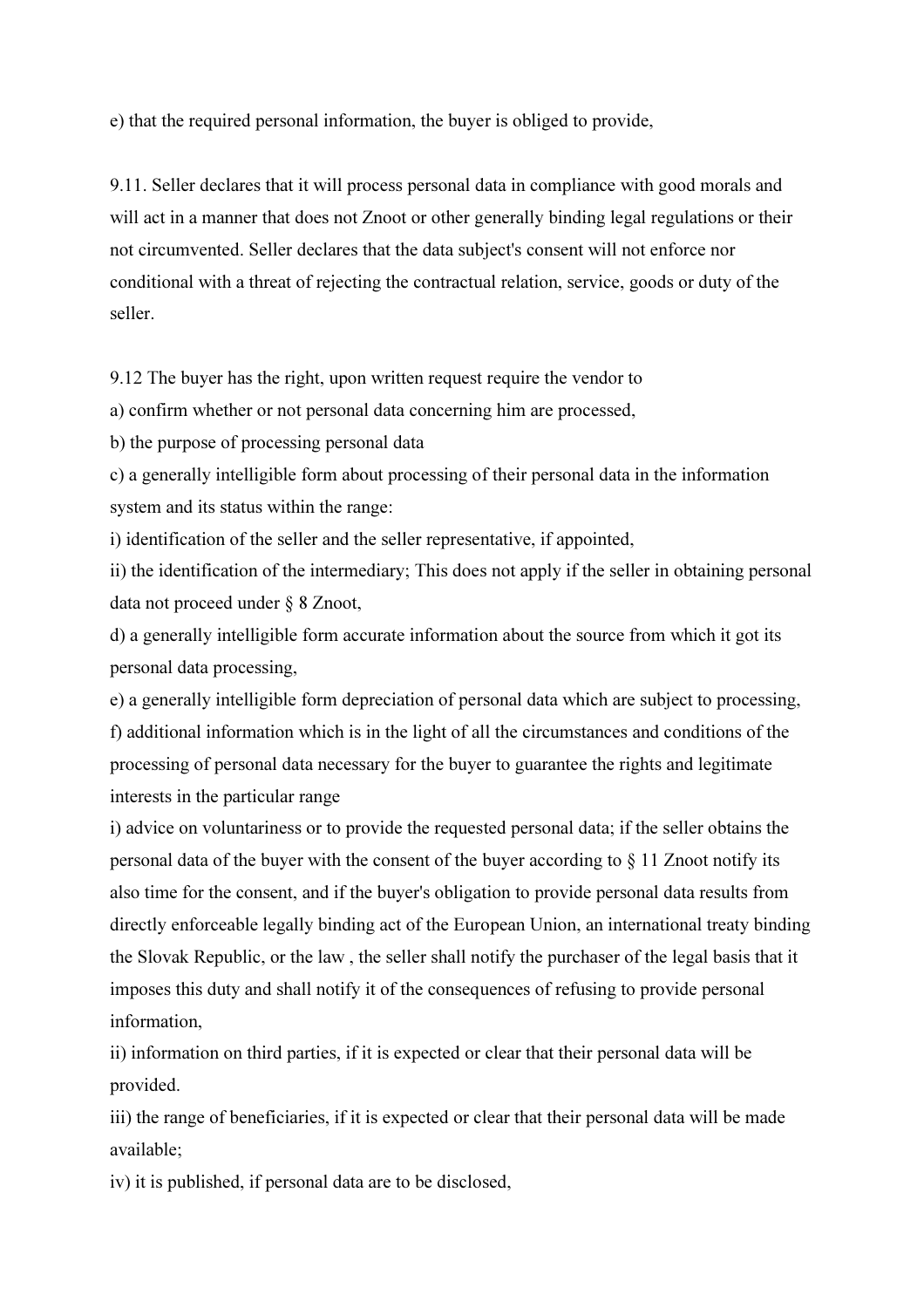e) that the required personal information, the buyer is obliged to provide,

9.11. Seller declares that it will process personal data in compliance with good morals and will act in a manner that does not Znoot or other generally binding legal regulations or their not circumvented. Seller declares that the data subject's consent will not enforce nor conditional with a threat of rejecting the contractual relation, service, goods or duty of the seller.

9.12 The buyer has the right, upon written request require the vendor to

a) confirm whether or not personal data concerning him are processed,

b) the purpose of processing personal data

c) a generally intelligible form about processing of their personal data in the information system and its status within the range:

i) identification of the seller and the seller representative, if appointed,

ii) the identification of the intermediary; This does not apply if the seller in obtaining personal data not proceed under § 8 Znoot,

d) a generally intelligible form accurate information about the source from which it got its personal data processing,

e) a generally intelligible form depreciation of personal data which are subject to processing,

f) additional information which is in the light of all the circumstances and conditions of the processing of personal data necessary for the buyer to guarantee the rights and legitimate interests in the particular range

i) advice on voluntariness or to provide the requested personal data; if the seller obtains the personal data of the buyer with the consent of the buyer according to § 11 Znoot notify its also time for the consent, and if the buyer's obligation to provide personal data results from directly enforceable legally binding act of the European Union, an international treaty binding the Slovak Republic, or the law , the seller shall notify the purchaser of the legal basis that it imposes this duty and shall notify it of the consequences of refusing to provide personal information,

ii) information on third parties, if it is expected or clear that their personal data will be provided.

iii) the range of beneficiaries, if it is expected or clear that their personal data will be made available;

iv) it is published, if personal data are to be disclosed,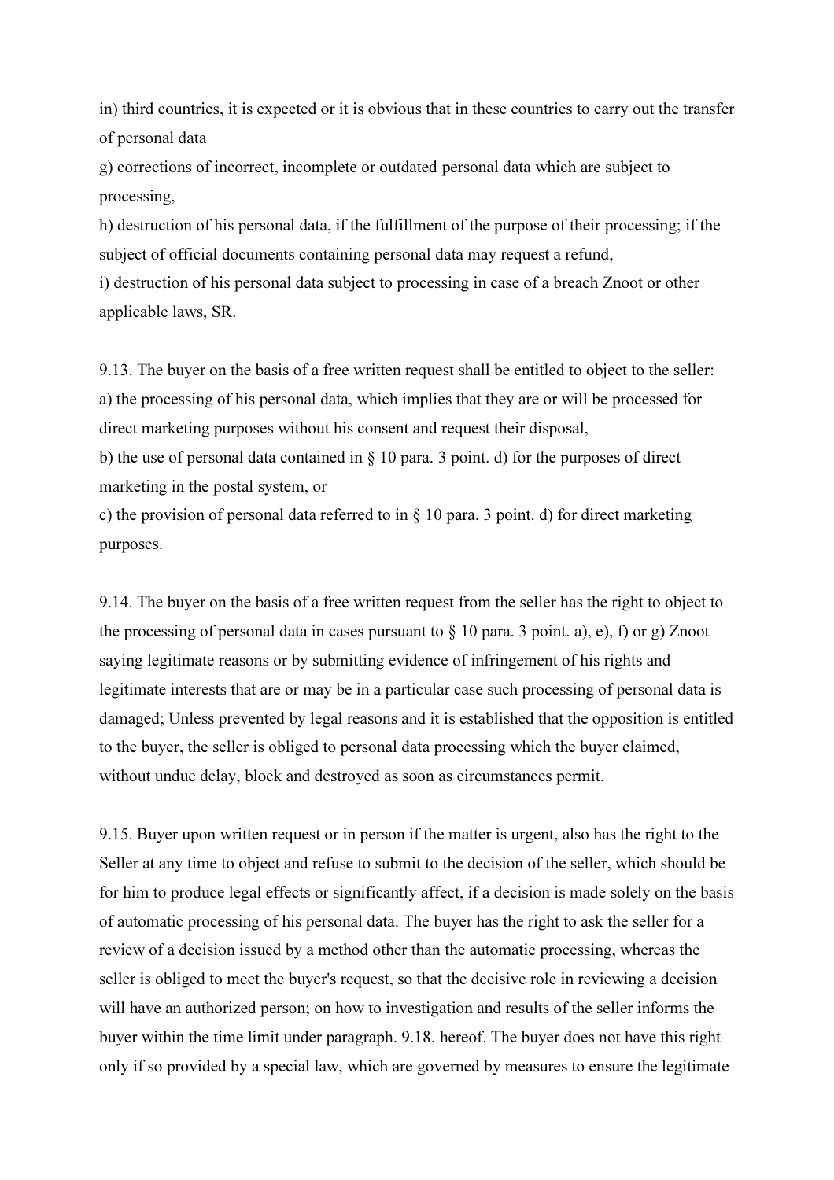in) third countries, it is expected or it is obvious that in these countries to carry out the transfer of personal data

g) corrections of incorrect, incomplete or outdated personal data which are subject to processing,

h) destruction of his personal data, if the fulfillment of the purpose of their processing; if the subject of official documents containing personal data may request a refund,

i) destruction of his personal data subject to processing in case of a breach Znoot or other applicable laws, SR.

9.13. The buyer on the basis of a free written request shall be entitled to object to the seller:

a) the processing of his personal data, which implies that they are or will be processed for direct marketing purposes without his consent and request their disposal,

b) the use of personal data contained in § 10 para. 3 point. d) for the purposes of direct marketing in the postal system, or

c) the provision of personal data referred to in § 10 para. 3 point. d) for direct marketing purposes.

9.14. The buyer on the basis of a free written request from the seller has the right to object to the processing of personal data in cases pursuant to § 10 para. 3 point. a), e), f) or g) Znoot saying legitimate reasons or by submitting evidence of infringement of his rights and legitimate interests that are or may be in a particular case such processing of personal data is damaged; Unless prevented by legal reasons and it is established that the opposition is entitled to the buyer, the seller is obliged to personal data processing which the buyer claimed, without undue delay, block and destroyed as soon as circumstances permit.

9.15. Buyer upon written request or in person if the matter is urgent, also has the right to the Seller at any time to object and refuse to submit to the decision of the seller, which should be for him to produce legal effects or significantly affect, if a decision is made solely on the basis of automatic processing of his personal data. The buyer has the right to ask the seller for a review of a decision issued by a method other than the automatic processing, whereas the seller is obliged to meet the buyer's request, so that the decisive role in reviewing a decision will have an authorized person; on how to investigation and results of the seller informs the buyer within the time limit under paragraph. 9.18. hereof. The buyer does not have this right only if so provided by a special law, which are governed by measures to ensure the legitimate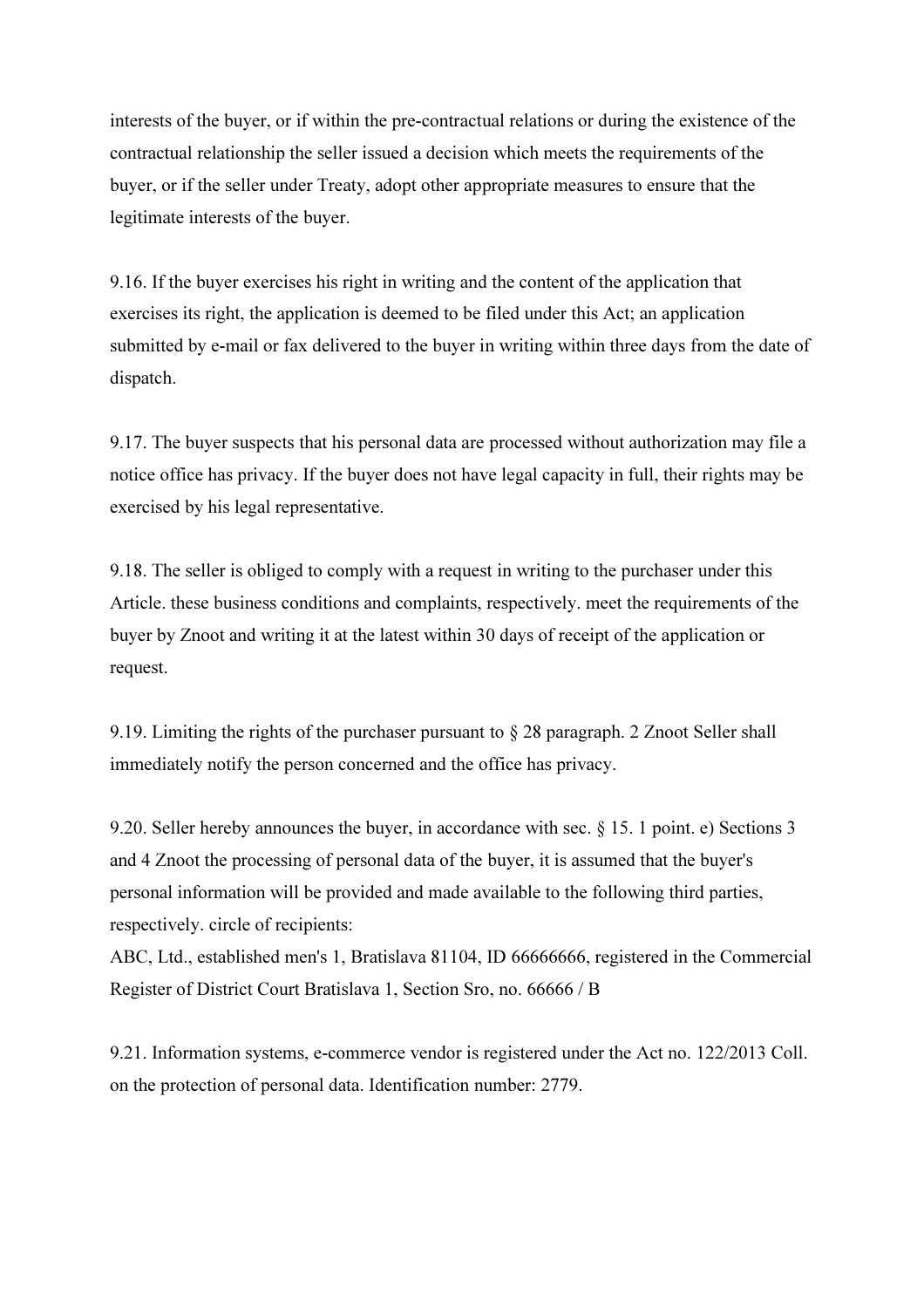interests of the buyer, or if within the pre-contractual relations or during the existence of the contractual relationship the seller issued a decision which meets the requirements of the buyer, or if the seller under Treaty, adopt other appropriate measures to ensure that the legitimate interests of the buyer.

9.16. If the buyer exercises his right in writing and the content of the application that exercises its right, the application is deemed to be filed under this Act; an application submitted by e-mail or fax delivered to the buyer in writing within three days from the date of dispatch.

9.17. The buyer suspects that his personal data are processed without authorization may file a notice office has privacy. If the buyer does not have legal capacity in full, their rights may be exercised by his legal representative.

9.18. The seller is obliged to comply with a request in writing to the purchaser under this Article. these business conditions and complaints, respectively. meet the requirements of the buyer by Znoot and writing it at the latest within 30 days of receipt of the application or request.

9.19. Limiting the rights of the purchaser pursuant to § 28 paragraph. 2 Znoot Seller shall immediately notify the person concerned and the office has privacy.

9.20. Seller hereby announces the buyer, in accordance with sec. § 15. 1 point. e) Sections 3 and 4 Znoot the processing of personal data of the buyer, it is assumed that the buyer's personal information will be provided and made available to the following third parties, respectively. circle of recipients:
ABC, Ltd., established men's 1, Bratislava 81104, ID 66666666, registered in the Commercial Register of District Court Bratislava 1, Section Sro, no. 66666 / B

9.21. Information systems, e-commerce vendor is registered under the Act no. 122/2013 Coll. on the protection of personal data. Identification number: 2779.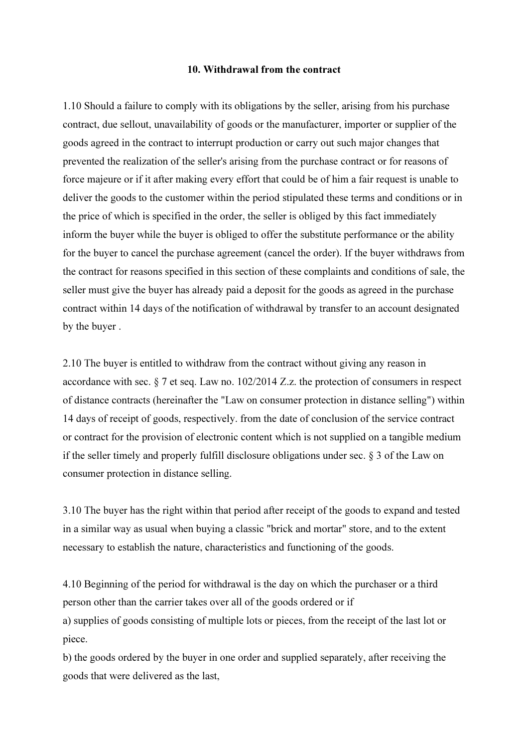**10. Withdrawal from the contract**

1.10 Should a failure to comply with its obligations by the seller, arising from his purchase contract, due sellout, unavailability of goods or the manufacturer, importer or supplier of the goods agreed in the contract to interrupt production or carry out such major changes that prevented the realization of the seller's arising from the purchase contract or for reasons of force majeure or if it after making every effort that could be of him a fair request is unable to deliver the goods to the customer within the period stipulated these terms and conditions or in the price of which is specified in the order, the seller is obliged by this fact immediately inform the buyer while the buyer is obliged to offer the substitute performance or the ability for the buyer to cancel the purchase agreement (cancel the order). If the buyer withdraws from the contract for reasons specified in this section of these complaints and conditions of sale, the seller must give the buyer has already paid a deposit for the goods as agreed in the purchase contract within 14 days of the notification of withdrawal by transfer to an account designated by the buyer .

2.10 The buyer is entitled to withdraw from the contract without giving any reason in accordance with sec. § 7 et seq. Law no. 102/2014 Z.z. the protection of consumers in respect of distance contracts (hereinafter the "Law on consumer protection in distance selling") within 14 days of receipt of goods, respectively. from the date of conclusion of the service contract or contract for the provision of electronic content which is not supplied on a tangible medium if the seller timely and properly fulfill disclosure obligations under sec. § 3 of the Law on consumer protection in distance selling.

3.10 The buyer has the right within that period after receipt of the goods to expand and tested in a similar way as usual when buying a classic "brick and mortar" store, and to the extent necessary to establish the nature, characteristics and functioning of the goods.

4.10 Beginning of the period for withdrawal is the day on which the purchaser or a third person other than the carrier takes over all of the goods ordered or if

a) supplies of goods consisting of multiple lots or pieces, from the receipt of the last lot or piece.

b) the goods ordered by the buyer in one order and supplied separately, after receiving the goods that were delivered as the last,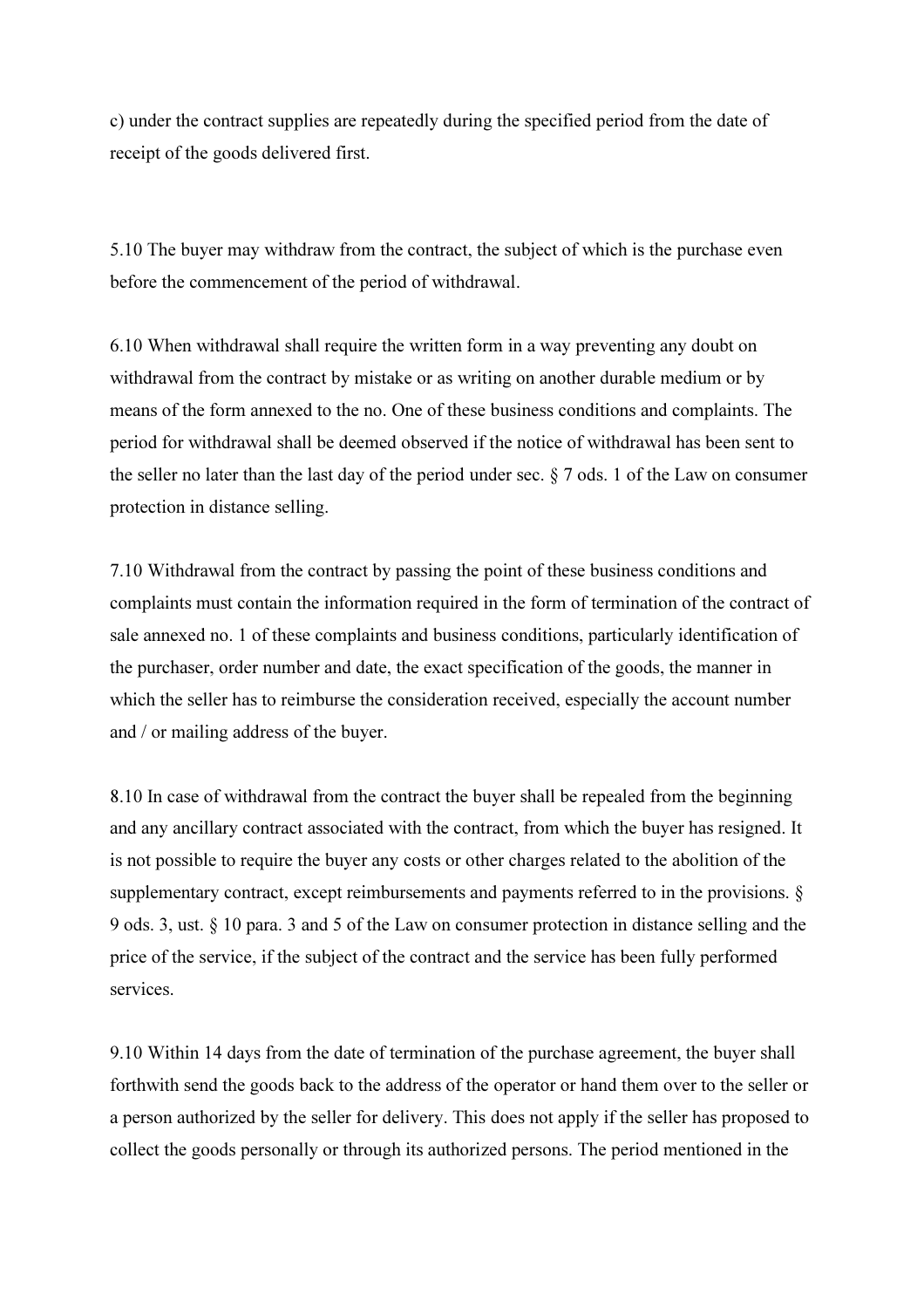c) under the contract supplies are repeatedly during the specified period from the date of receipt of the goods delivered first.

5.10 The buyer may withdraw from the contract, the subject of which is the purchase even before the commencement of the period of withdrawal.

6.10 When withdrawal shall require the written form in a way preventing any doubt on withdrawal from the contract by mistake or as writing on another durable medium or by means of the form annexed to the no. One of these business conditions and complaints. The period for withdrawal shall be deemed observed if the notice of withdrawal has been sent to the seller no later than the last day of the period under sec. § 7 ods. 1 of the Law on consumer protection in distance selling.

7.10 Withdrawal from the contract by passing the point of these business conditions and complaints must contain the information required in the form of termination of the contract of sale annexed no. 1 of these complaints and business conditions, particularly identification of the purchaser, order number and date, the exact specification of the goods, the manner in which the seller has to reimburse the consideration received, especially the account number and / or mailing address of the buyer.

8.10 In case of withdrawal from the contract the buyer shall be repealed from the beginning and any ancillary contract associated with the contract, from which the buyer has resigned. It is not possible to require the buyer any costs or other charges related to the abolition of the supplementary contract, except reimbursements and payments referred to in the provisions. § 9 ods. 3, ust. § 10 para. 3 and 5 of the Law on consumer protection in distance selling and the price of the service, if the subject of the contract and the service has been fully performed services.

9.10 Within 14 days from the date of termination of the purchase agreement, the buyer shall forthwith send the goods back to the address of the operator or hand them over to the seller or a person authorized by the seller for delivery. This does not apply if the seller has proposed to collect the goods personally or through its authorized persons. The period mentioned in the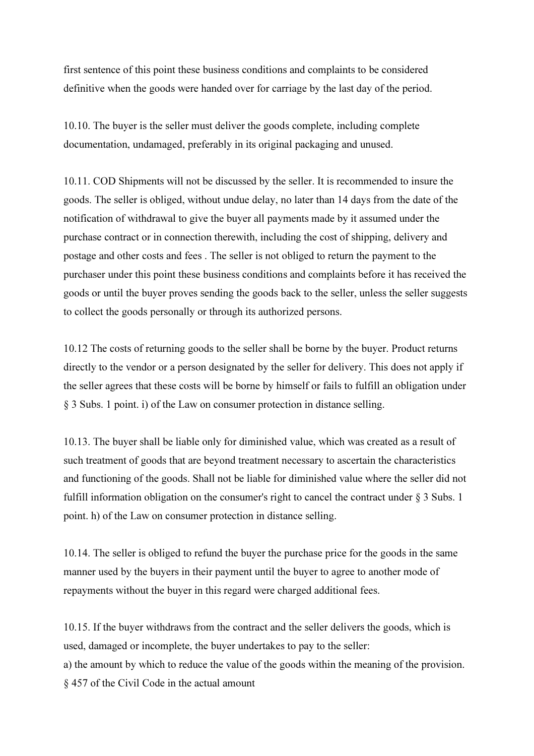first sentence of this point these business conditions and complaints to be considered definitive when the goods were handed over for carriage by the last day of the period.

10.10. The buyer is the seller must deliver the goods complete, including complete documentation, undamaged, preferably in its original packaging and unused.

10.11. COD Shipments will not be discussed by the seller. It is recommended to insure the goods. The seller is obliged, without undue delay, no later than 14 days from the date of the notification of withdrawal to give the buyer all payments made by it assumed under the purchase contract or in connection therewith, including the cost of shipping, delivery and postage and other costs and fees . The seller is not obliged to return the payment to the purchaser under this point these business conditions and complaints before it has received the goods or until the buyer proves sending the goods back to the seller, unless the seller suggests to collect the goods personally or through its authorized persons.

10.12 The costs of returning goods to the seller shall be borne by the buyer. Product returns directly to the vendor or a person designated by the seller for delivery. This does not apply if the seller agrees that these costs will be borne by himself or fails to fulfill an obligation under § 3 Subs. 1 point. i) of the Law on consumer protection in distance selling.

10.13. The buyer shall be liable only for diminished value, which was created as a result of such treatment of goods that are beyond treatment necessary to ascertain the characteristics and functioning of the goods. Shall not be liable for diminished value where the seller did not fulfill information obligation on the consumer's right to cancel the contract under § 3 Subs. 1 point. h) of the Law on consumer protection in distance selling.

10.14. The seller is obliged to refund the buyer the purchase price for the goods in the same manner used by the buyers in their payment until the buyer to agree to another mode of repayments without the buyer in this regard were charged additional fees.

10.15. If the buyer withdraws from the contract and the seller delivers the goods, which is used, damaged or incomplete, the buyer undertakes to pay to the seller:
a) the amount by which to reduce the value of the goods within the meaning of the provision. § 457 of the Civil Code in the actual amount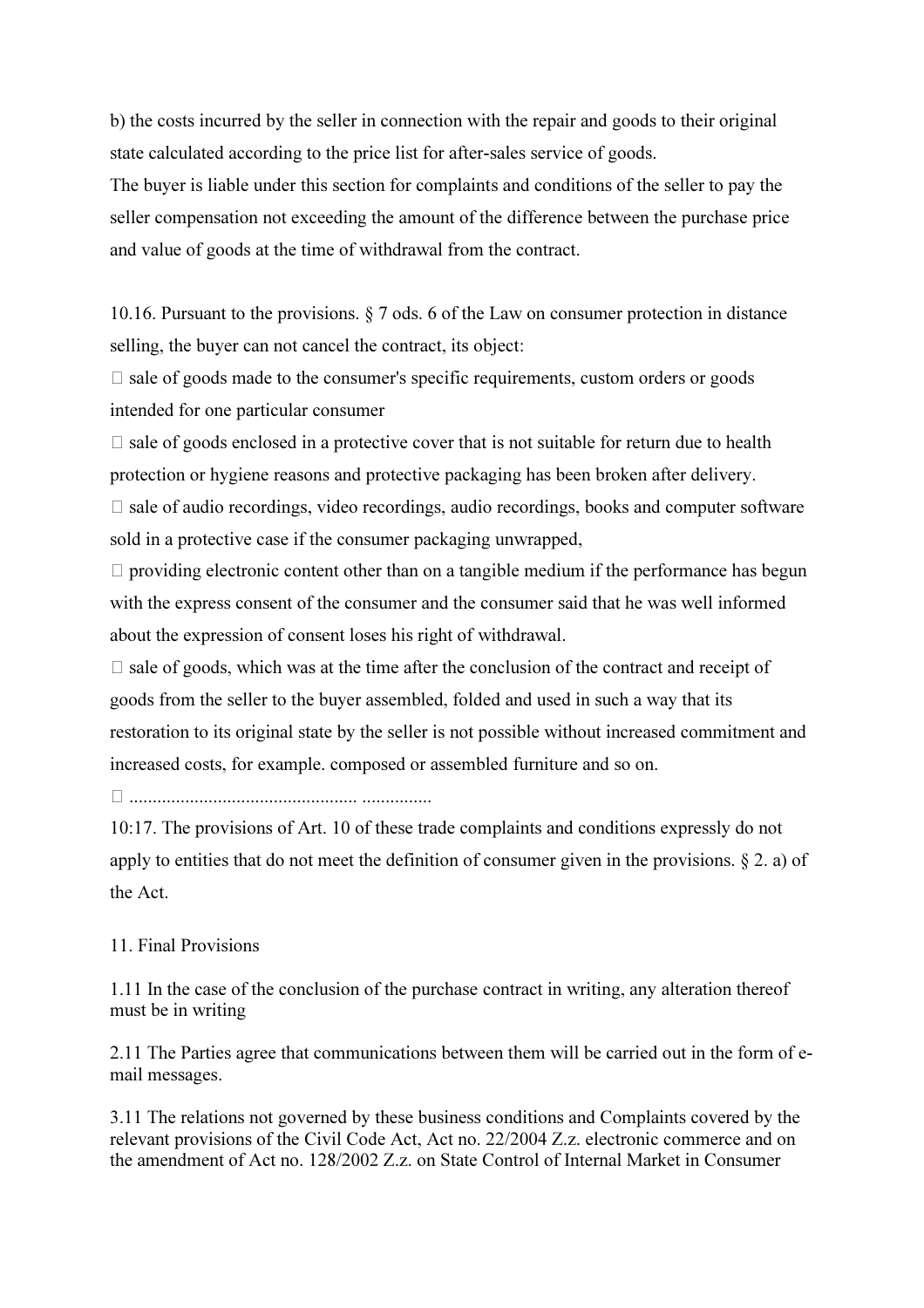b) the costs incurred by the seller in connection with the repair and goods to their original state calculated according to the price list for after-sales service of goods.

The buyer is liable under this section for complaints and conditions of the seller to pay the seller compensation not exceeding the amount of the difference between the purchase price and value of goods at the time of withdrawal from the contract.

10.16. Pursuant to the provisions. § 7 ods. 6 of the Law on consumer protection in distance selling, the buyer can not cancel the contract, its object:

-  sale of goods made to the consumer's specific requirements, custom orders or goods intended for one particular consumer
-  sale of goods enclosed in a protective cover that is not suitable for return due to health protection or hygiene reasons and protective packaging has been broken after delivery.
-  sale of audio recordings, video recordings, audio recordings, books and computer software sold in a protective case if the consumer packaging unwrapped,
-  providing electronic content other than on a tangible medium if the performance has begun with the express consent of the consumer and the consumer said that he was well informed about the expression of consent loses his right of withdrawal.
-  sale of goods, which was at the time after the conclusion of the contract and receipt of goods from the seller to the buyer assembled, folded and used in such a way that its restoration to its original state by the seller is not possible without increased commitment and increased costs, for example. composed or assembled furniture and so on.
-  ................................................ ...............

10:17. The provisions of Art. 10 of these trade complaints and conditions expressly do not apply to entities that do not meet the definition of consumer given in the provisions. § 2. a) of the Act.

11. Final Provisions

1.11 In the case of the conclusion of the purchase contract in writing, any alteration thereof must be in writing

2.11 The Parties agree that communications between them will be carried out in the form of e-mail messages.

3.11 The relations not governed by these business conditions and Complaints covered by the relevant provisions of the Civil Code Act, Act no. 22/2004 Z.z. electronic commerce and on the amendment of Act no. 128/2002 Z.z. on State Control of Internal Market in Consumer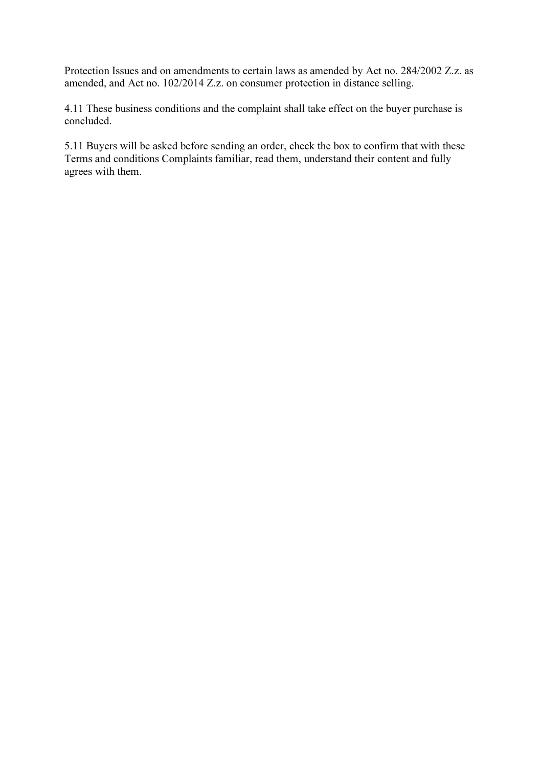Protection Issues and on amendments to certain laws as amended by Act no. 284/2002 Z.z. as amended, and Act no. 102/2014 Z.z. on consumer protection in distance selling.

4.11 These business conditions and the complaint shall take effect on the buyer purchase is concluded.

5.11 Buyers will be asked before sending an order, check the box to confirm that with these Terms and conditions Complaints familiar, read them, understand their content and fully agrees with them.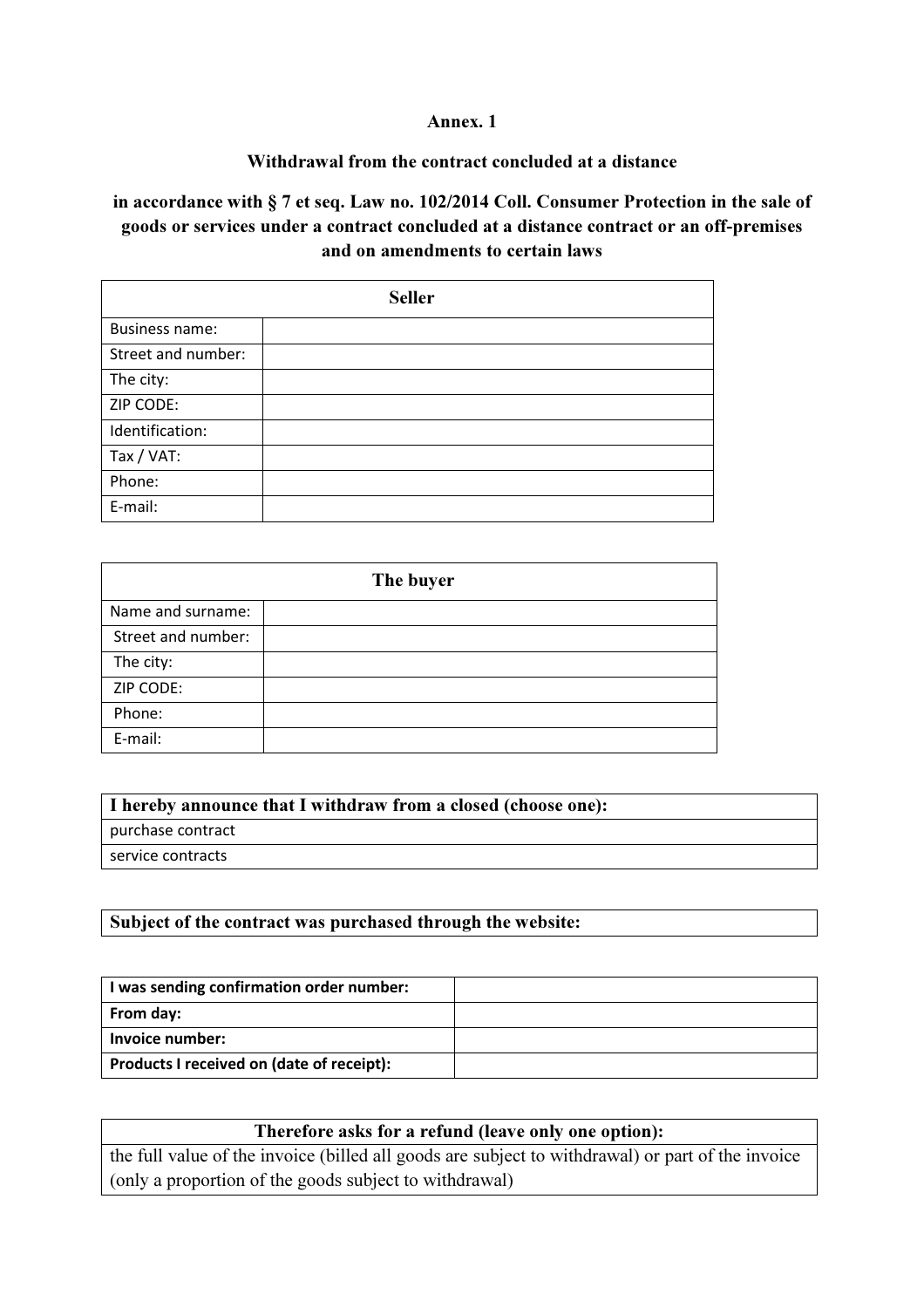**Annex. 1**

**Withdrawal from the contract concluded at a distance**

**in accordance with § 7 et seq. Law no. 102/2014 Coll. Consumer Protection in the sale of goods or services under a contract concluded at a distance contract or an off-premises and on amendments to certain laws**

| **Seller** | |
|---|---|
| Business name: | |
| Street and number: | |
| The city: | |
| ZIP CODE: | |
| Identification: | |
| Tax / VAT: | |
| Phone: | |
| E-mail: | |

| **The buyer** | |
|---|---|
| Name and surname: | |
| Street and number: | |
| The city: | |
| ZIP CODE: | |
| Phone: | |
| E-mail: | |

| **I hereby announce that I withdraw from a closed (choose one):** |
|---|
| purchase contract |
| service contracts |

| **Subject of the contract was purchased through the website:** |
|---|

| | |
|---|---|
| **I was sending confirmation order number:** | |
| **From day:** | |
| **Invoice number:** | |
| **Products I received on (date of receipt):** | |

| **Therefore asks for a refund (leave only one option):** |
|---|
| the full value of the invoice (billed all goods are subject to withdrawal) or part of the invoice (only a proportion of the goods subject to withdrawal) |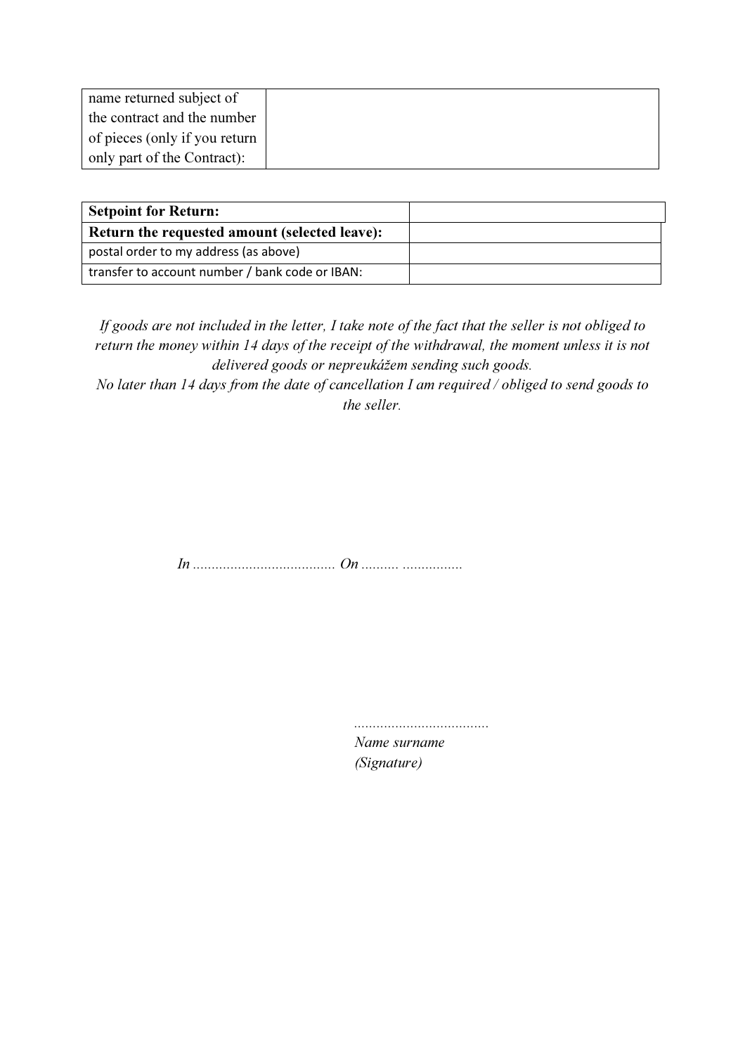| | |
|---|---|
| name returned subject of the contract and the number of pieces (only if you return only part of the Contract): | |

| | |
|---|---|
| **Setpoint for Return:** | |
| **Return the requested amount (selected leave):** | |
| postal order to my address (as above) | |
| transfer to account number / bank code or IBAN: | |

*If goods are not included in the letter, I take note of the fact that the seller is not obliged to return the money within 14 days of the receipt of the withdrawal, the moment unless it is not delivered goods or nepreukážem sending such goods.*
*No later than 14 days from the date of cancellation I am required / obliged to send goods to the seller.*

*In ...................................... On .......... ................*

*....................................*
*Name surname*
*(Signature)*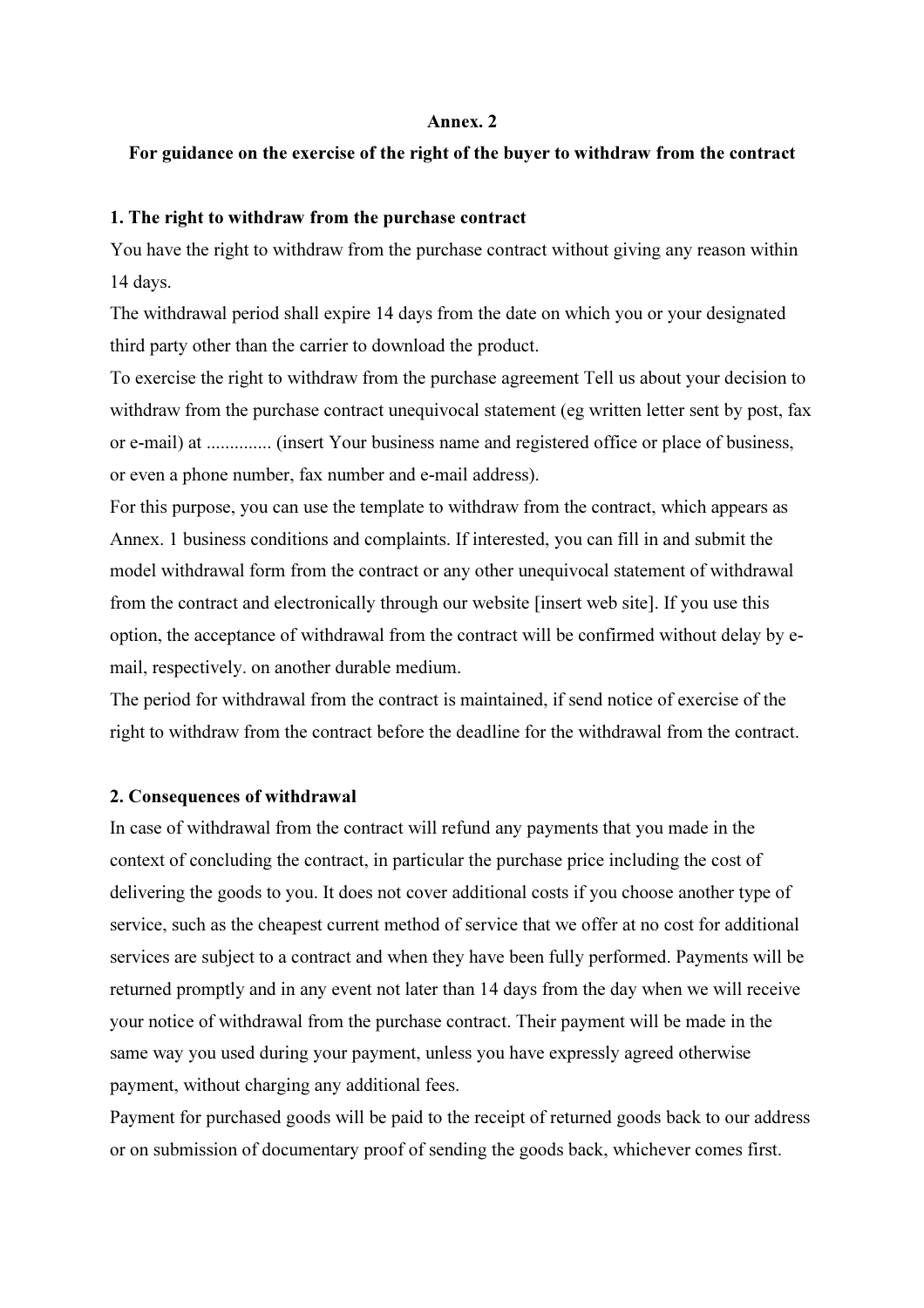**Annex. 2**

**For guidance on the exercise of the right of the buyer to withdraw from the contract**

**1. The right to withdraw from the purchase contract**

You have the right to withdraw from the purchase contract without giving any reason within 14 days.

The withdrawal period shall expire 14 days from the date on which you or your designated third party other than the carrier to download the product.

To exercise the right to withdraw from the purchase agreement Tell us about your decision to withdraw from the purchase contract unequivocal statement (eg written letter sent by post, fax or e-mail) at .............. (insert Your business name and registered office or place of business, or even a phone number, fax number and e-mail address).

For this purpose, you can use the template to withdraw from the contract, which appears as Annex. 1 business conditions and complaints. If interested, you can fill in and submit the model withdrawal form from the contract or any other unequivocal statement of withdrawal from the contract and electronically through our website [insert web site]. If you use this option, the acceptance of withdrawal from the contract will be confirmed without delay by e-mail, respectively. on another durable medium.

The period for withdrawal from the contract is maintained, if send notice of exercise of the right to withdraw from the contract before the deadline for the withdrawal from the contract.

**2. Consequences of withdrawal**

In case of withdrawal from the contract will refund any payments that you made in the context of concluding the contract, in particular the purchase price including the cost of delivering the goods to you. It does not cover additional costs if you choose another type of service, such as the cheapest current method of service that we offer at no cost for additional services are subject to a contract and when they have been fully performed. Payments will be returned promptly and in any event not later than 14 days from the day when we will receive your notice of withdrawal from the purchase contract. Their payment will be made in the same way you used during your payment, unless you have expressly agreed otherwise payment, without charging any additional fees.

Payment for purchased goods will be paid to the receipt of returned goods back to our address or on submission of documentary proof of sending the goods back, whichever comes first.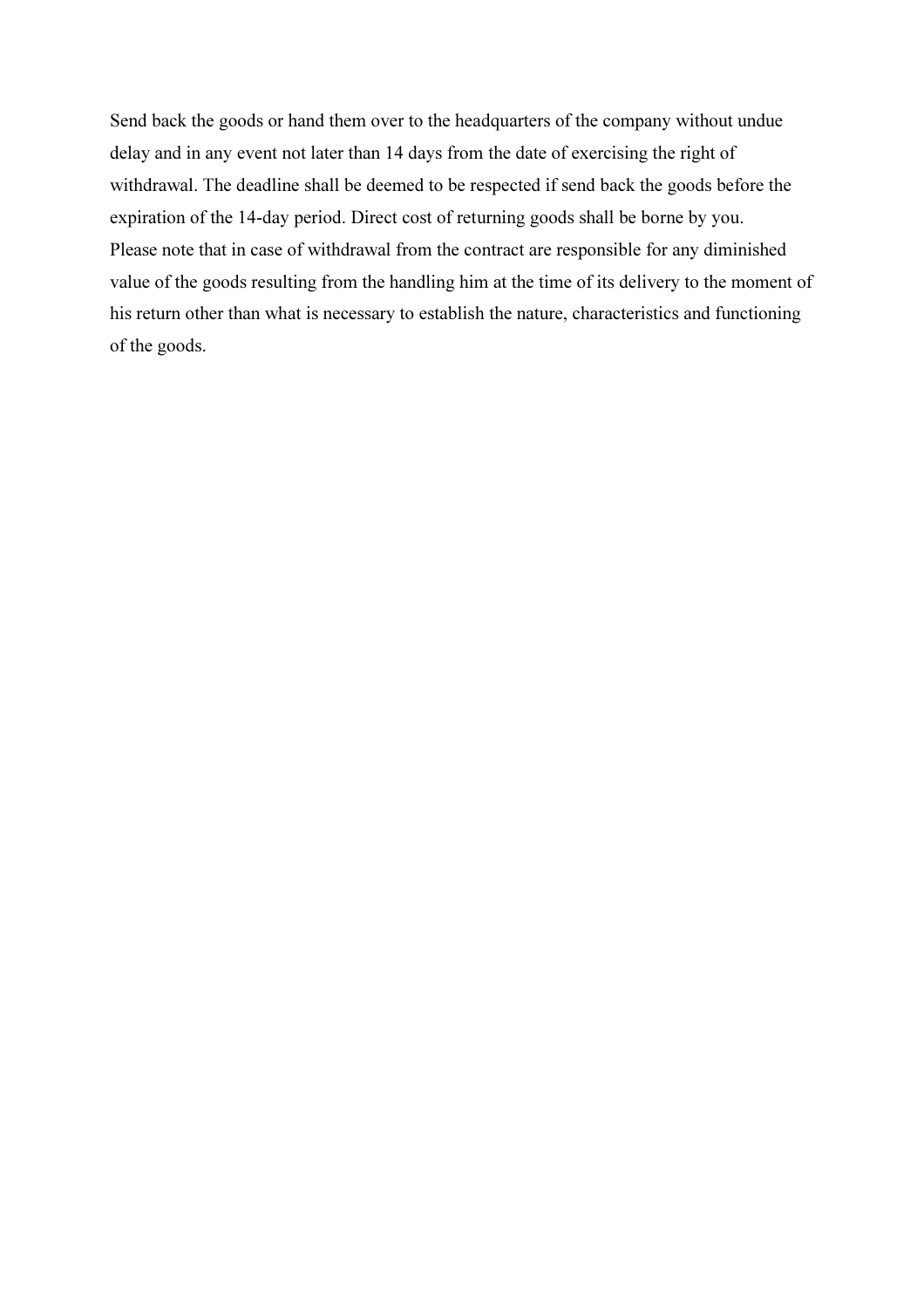Send back the goods or hand them over to the headquarters of the company without undue delay and in any event not later than 14 days from the date of exercising the right of withdrawal. The deadline shall be deemed to be respected if send back the goods before the expiration of the 14-day period. Direct cost of returning goods shall be borne by you.

Please note that in case of withdrawal from the contract are responsible for any diminished value of the goods resulting from the handling him at the time of its delivery to the moment of his return other than what is necessary to establish the nature, characteristics and functioning of the goods.